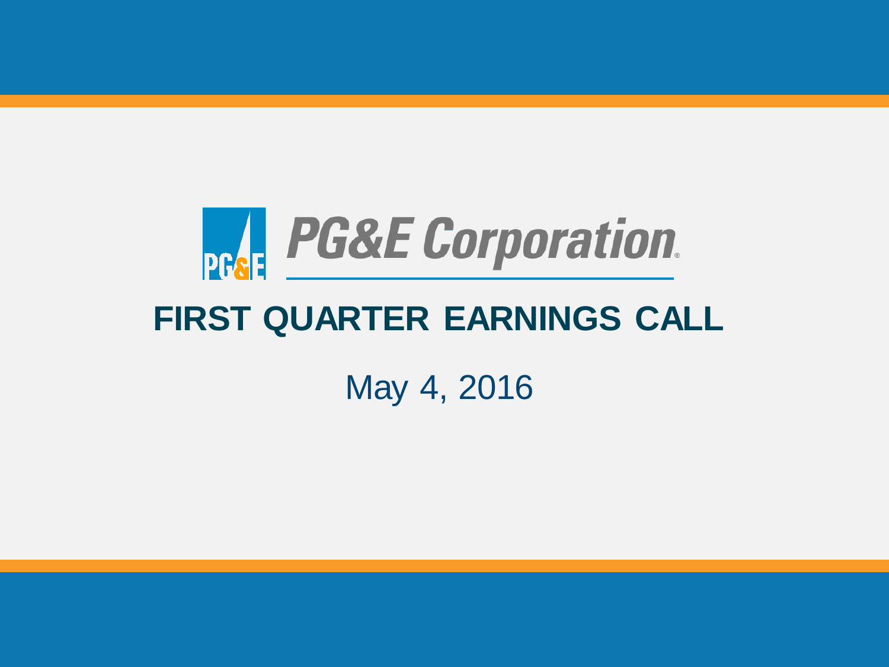# PG&E Corporation

## FIRST QUARTER EARNINGS CALL

May 4, 2016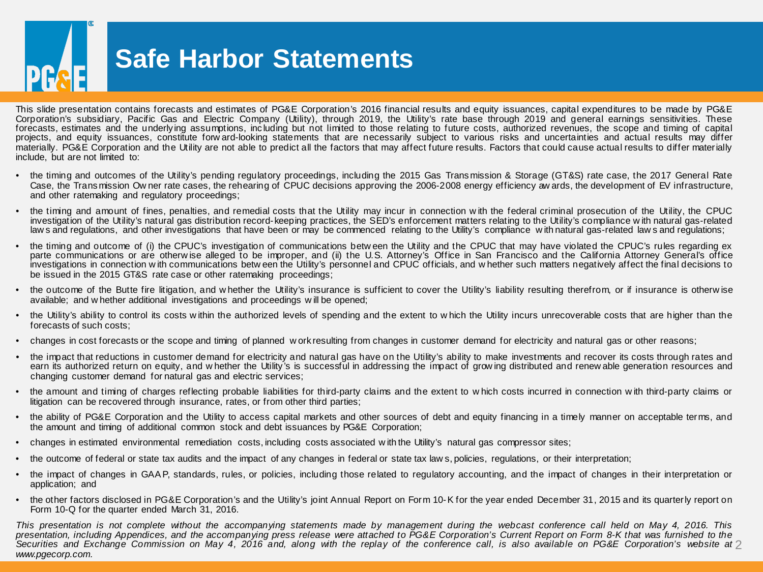# Safe Harbor Statements

This slide presentation contains forecasts and estimates of PG&E Corporation's 2016 financial results and equity issuances, capital expenditures to be made by PG&E Corporation's subsidiary, Pacific Gas and Electric Company (Utility), through 2019, the Utility's rate base through 2019 and general earnings sensitivities. These forecasts, estimates and the underlying assumptions, including but not limited to those relating to future costs, authorized revenues, the scope and timing of capital projects, and equity issuances, constitute forward-looking statements that are necessarily subject to various risks and uncertainties and actual results may differ materially. PG&E Corporation and the Utility are not able to predict all the factors that may affect future results. Factors that could cause actual results to differ materially include, but are not limited to:

- the timing and outcomes of the Utility's pending regulatory proceedings, including the 2015 Gas Transmission & Storage (GT&S) rate case, the 2017 General Rate Case, the Transmission Owner rate cases, the rehearing of CPUC decisions approving the 2006-2008 energy efficiency awards, the development of EV infrastructure, and other ratemaking and regulatory proceedings;
- the timing and amount of fines, penalties, and remedial costs that the Utility may incur in connection with the federal criminal prosecution of the Utility, the CPUC investigation of the Utility's natural gas distribution record-keeping practices, the SED's enforcement matters relating to the Utility's compliance with natural gas-related laws and regulations, and other investigations that have been or may be commenced relating to the Utility's compliance with natural gas-related laws and regulations;
- the timing and outcome of (i) the CPUC's investigation of communications between the Utility and the CPUC that may have violated the CPUC's rules regarding ex parte communications or are otherwise alleged to be improper, and (ii) the U.S. Attorney's Office in San Francisco and the California Attorney General's office investigations in connection with communications between the Utility's personnel and CPUC officials, and whether such matters negatively affect the final decisions to be issued in the 2015 GT&S rate case or other ratemaking proceedings;
- the outcome of the Butte fire litigation, and whether the Utility's insurance is sufficient to cover the Utility's liability resulting therefrom, or if insurance is otherwise available; and whether additional investigations and proceedings will be opened;
- the Utility's ability to control its costs within the authorized levels of spending and the extent to which the Utility incurs unrecoverable costs that are higher than the forecasts of such costs;
- changes in cost forecasts or the scope and timing of planned work resulting from changes in customer demand for electricity and natural gas or other reasons;
- the impact that reductions in customer demand for electricity and natural gas have on the Utility's ability to make investments and recover its costs through rates and earn its authorized return on equity, and whether the Utility's is successful in addressing the impact of growing distributed and renewable generation resources and changing customer demand for natural gas and electric services;
- the amount and timing of charges reflecting probable liabilities for third-party claims and the extent to which costs incurred in connection with third-party claims or litigation can be recovered through insurance, rates, or from other third parties;
- the ability of PG&E Corporation and the Utility to access capital markets and other sources of debt and equity financing in a timely manner on acceptable terms, and the amount and timing of additional common stock and debt issuances by PG&E Corporation;
- changes in estimated environmental remediation costs, including costs associated with the Utility's natural gas compressor sites;
- the outcome of federal or state tax audits and the impact of any changes in federal or state tax laws, policies, regulations, or their interpretation;
- the impact of changes in GAAP, standards, rules, or policies, including those related to regulatory accounting, and the impact of changes in their interpretation or application; and
- the other factors disclosed in PG&E Corporation's and the Utility's joint Annual Report on Form 10-K for the year ended December 31, 2015 and its quarterly report on Form 10-Q for the quarter ended March 31, 2016.

*This presentation is not complete without the accompanying statements made by management during the webcast conference call held on May 4, 2016. This presentation, including Appendices, and the accompanying press release were attached to PG&E Corporation's Current Report on Form 8-K that was furnished to the Securities and Exchange Commission on May 4, 2016 and, along with the replay of the conference call, is also available on PG&E Corporation's website at www.pgecorp.com.*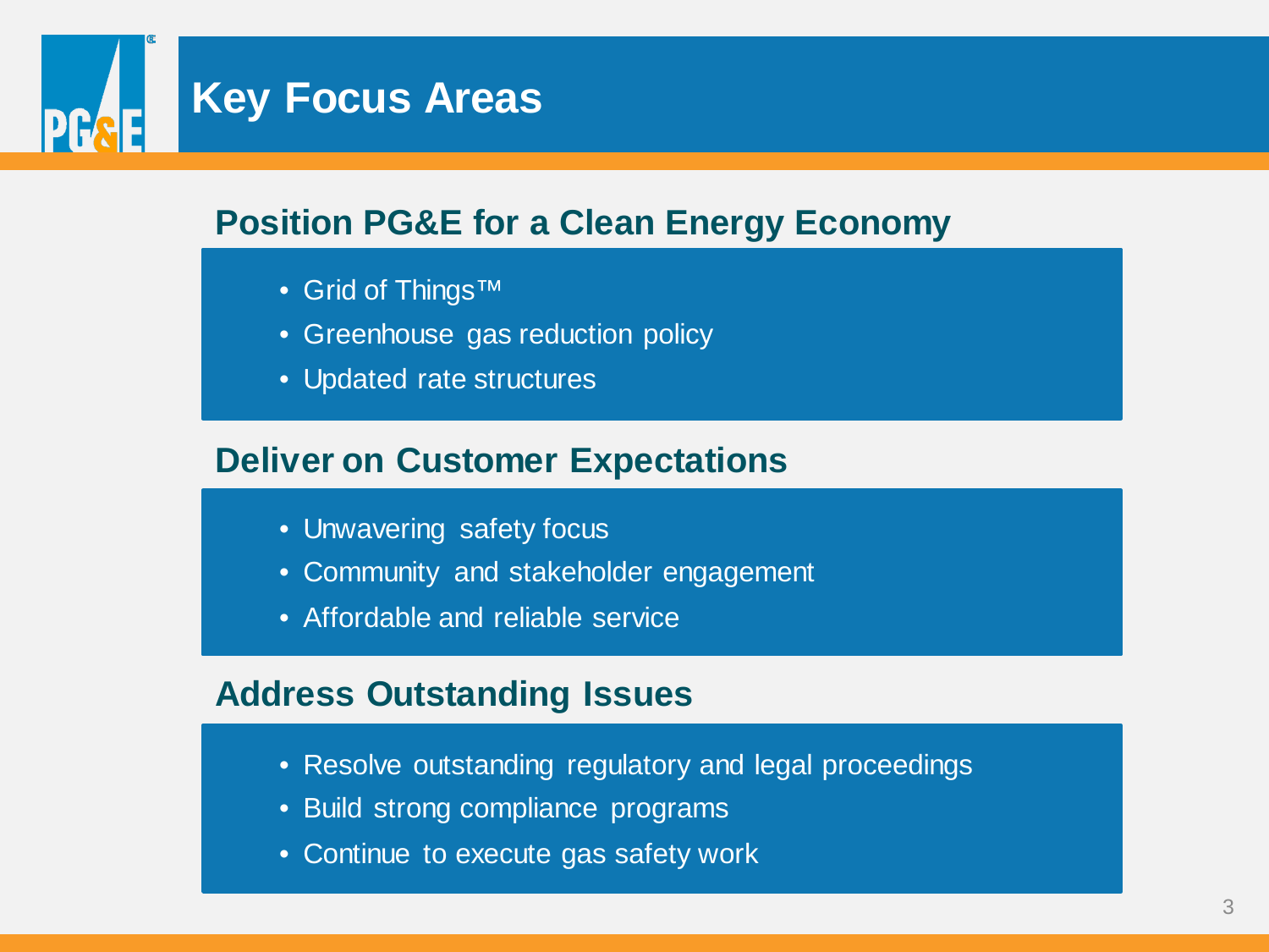# Key Focus Areas

## Position PG&E for a Clean Energy Economy

- Grid of Things™
- Greenhouse gas reduction policy
- Updated rate structures

## Deliver on Customer Expectations

- Unwavering safety focus
- Community and stakeholder engagement
- Affordable and reliable service

## Address Outstanding Issues

- Resolve outstanding regulatory and legal proceedings
- Build strong compliance programs
- Continue to execute gas safety work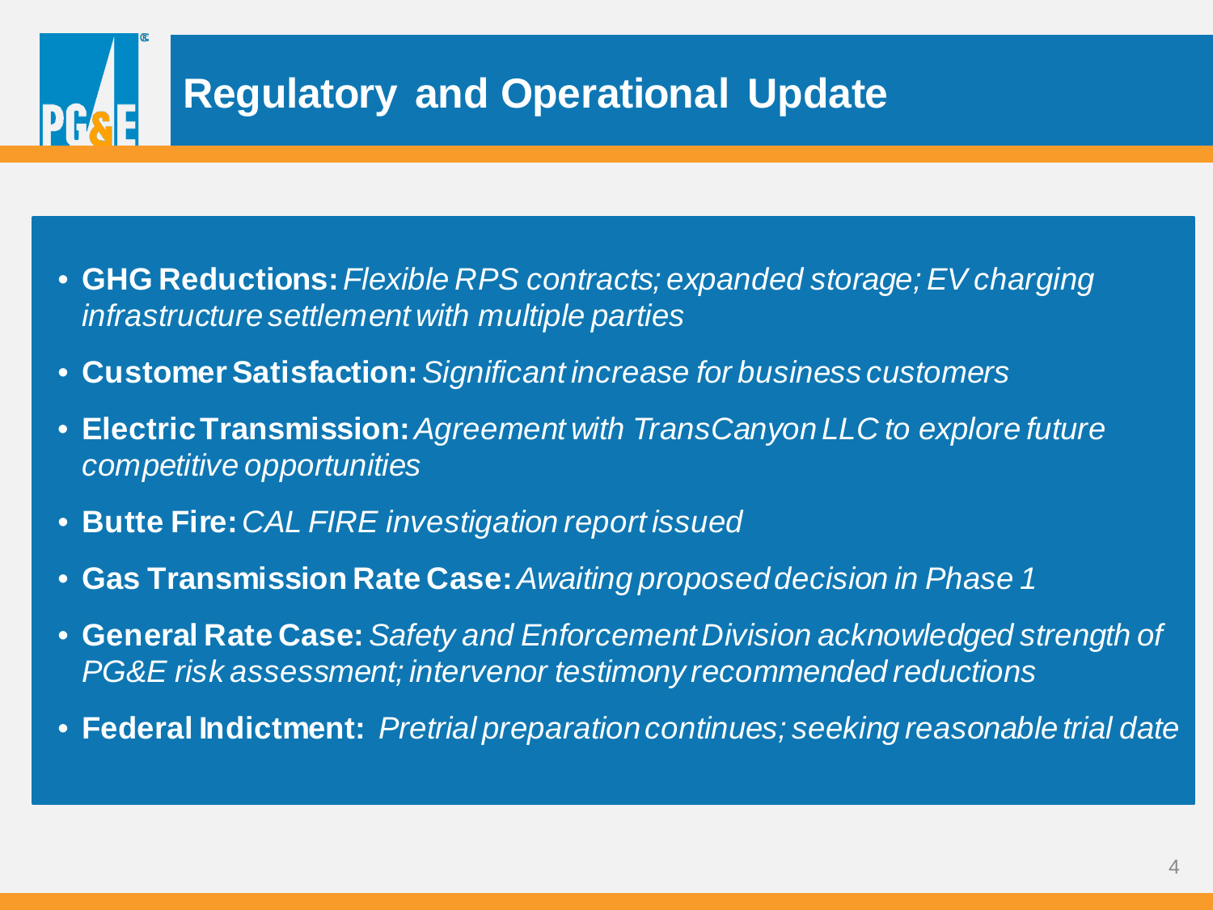# Regulatory and Operational Update

- **GHG Reductions:** *Flexible RPS contracts; expanded storage; EV charging infrastructure settlement with multiple parties*
- **Customer Satisfaction:** *Significant increase for business customers*
- **Electric Transmission:** *Agreement with TransCanyon LLC to explore future competitive opportunities*
- **Butte Fire:** *CAL FIRE investigation report issued*
- **Gas Transmission Rate Case:** *Awaiting proposed decision in Phase 1*
- **General Rate Case:** *Safety and Enforcement Division acknowledged strength of PG&E risk assessment; intervenor testimony recommended reductions*
- **Federal Indictment:** *Pretrial preparation continues; seeking reasonable trial date*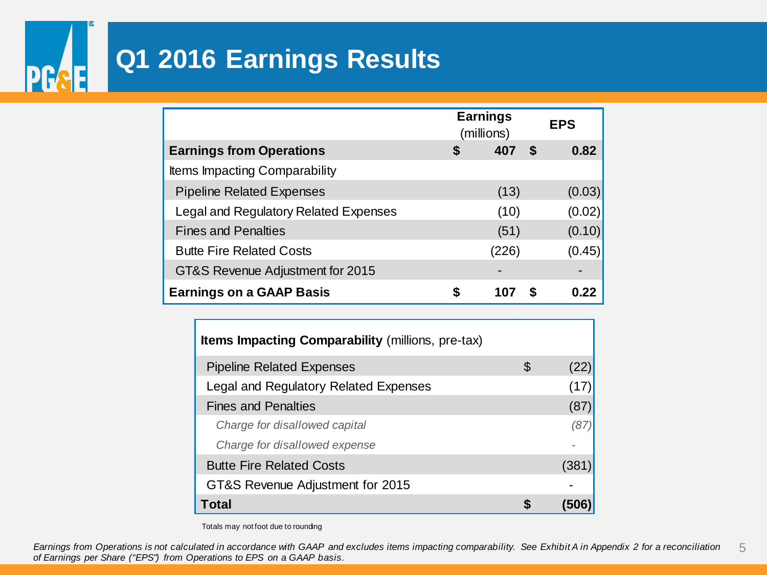# Q1 2016 Earnings Results

| | Earnings (millions) | | EPS | |
|---|---|---|---|---|
| **Earnings from Operations** | **$** | **407** | **$** | **0.82** |
| Items Impacting Comparability | | | | |
| Pipeline Related Expenses | | (13) | | (0.03) |
| Legal and Regulatory Related Expenses | | (10) | | (0.02) |
| Fines and Penalties | | (51) | | (0.10) |
| Butte Fire Related Costs | | (226) | | (0.45) |
| GT&S Revenue Adjustment for 2015 | | - | | - |
| **Earnings on a GAAP Basis** | **$** | **107** | **$** | **0.22** |

| **Items Impacting Comparability** (millions, pre-tax) | | |
|---|---|---|
| Pipeline Related Expenses | $ | (22) |
| Legal and Regulatory Related Expenses | | (17) |
| Fines and Penalties | | (87) |
| *Charge for disallowed capital* | | *(87)* |
| *Charge for disallowed expense* | | - |
| Butte Fire Related Costs | | (381) |
| GT&S Revenue Adjustment for 2015 | | - |
| **Total** | **$** | **(506)** |

Totals may not foot due to rounding

*Earnings from Operations is not calculated in accordance with GAAP and excludes items impacting comparability. See Exhibit A in Appendix 2 for a reconciliation of Earnings per Share ("EPS") from Operations to EPS on a GAAP basis.*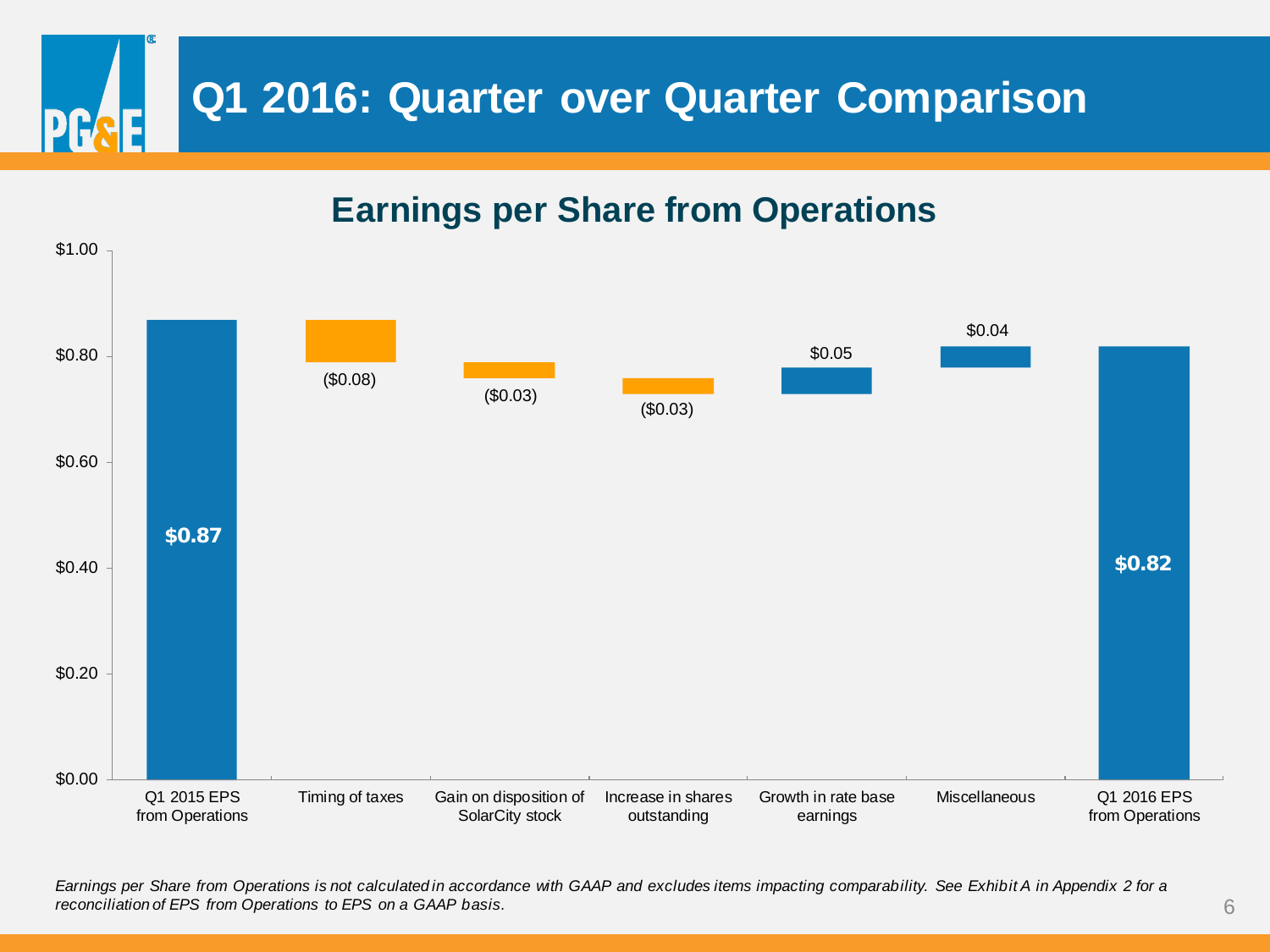# Q1 2016: Quarter over Quarter Comparison

## Earnings per Share from Operations

| Item | EPS Impact |
| --- | --- |
| Q1 2015 EPS from Operations | $0.87 |
| Timing of taxes | ($0.08) |
| Gain on disposition of SolarCity stock | ($0.03) |
| Increase in shares outstanding | ($0.03) |
| Growth in rate base earnings | $0.05 |
| Miscellaneous | $0.04 |
| Q1 2016 EPS from Operations | $0.82 |

*Earnings per Share from Operations is not calculated in accordance with GAAP and excludes items impacting comparability. See Exhibit A in Appendix 2 for a reconciliation of EPS from Operations to EPS on a GAAP basis.*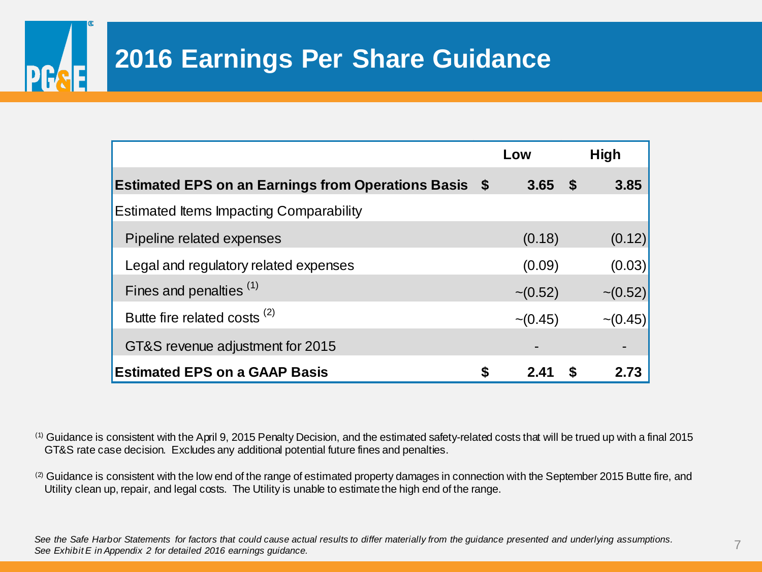# 2016 Earnings Per Share Guidance

| | Low | High |
|---|---|---|
| **Estimated EPS on an Earnings from Operations Basis** | **$ 3.65** | **$ 3.85** |
| Estimated Items Impacting Comparability | | |
| Pipeline related expenses | (0.18) | (0.12) |
| Legal and regulatory related expenses | (0.09) | (0.03) |
| Fines and penalties [1] | ~(0.52) | ~(0.52) |
| Butte fire related costs [2] | ~(0.45) | ~(0.45) |
| GT&S revenue adjustment for 2015 | - | - |
| **Estimated EPS on a GAAP Basis** | **$ 2.41** | **$ 2.73** |

[1] Guidance is consistent with the April 9, 2015 Penalty Decision, and the estimated safety-related costs that will be trued up with a final 2015 GT&S rate case decision. Excludes any additional potential future fines and penalties.

[2] Guidance is consistent with the low end of the range of estimated property damages in connection with the September 2015 Butte fire, and Utility clean up, repair, and legal costs. The Utility is unable to estimate the high end of the range.

*See the Safe Harbor Statements for factors that could cause actual results to differ materially from the guidance presented and underlying assumptions.*
*See Exhibit E in Appendix 2 for detailed 2016 earnings guidance.*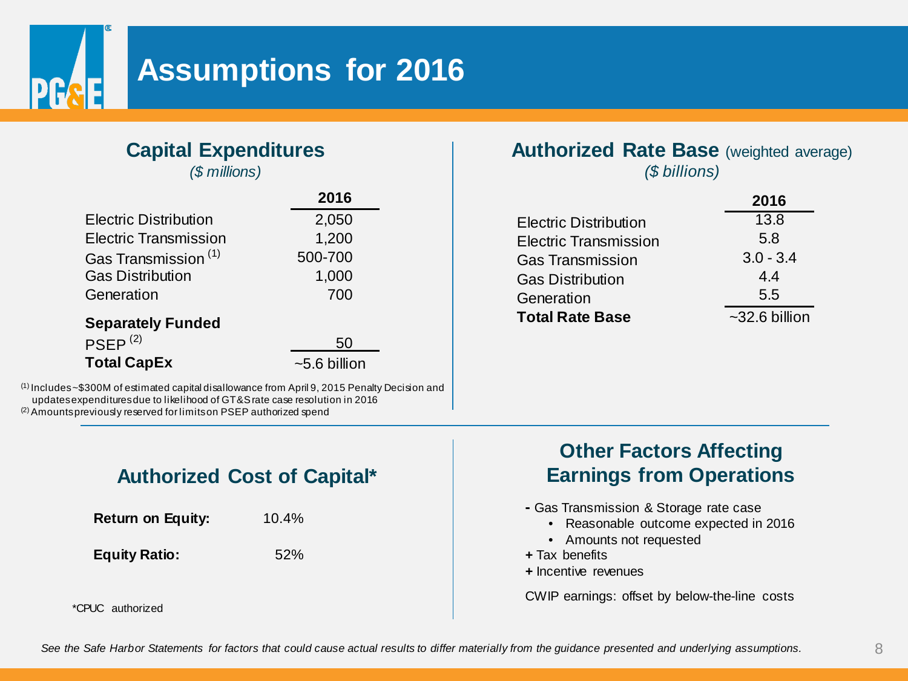# Assumptions for 2016

## Capital Expenditures

*($ millions)*

| | 2016 |
|---|---|
| Electric Distribution | 2,050 |
| Electric Transmission | 1,200 |
| Gas Transmission [1] | 500-700 |
| Gas Distribution | 1,000 |
| Generation | 700 |
| **Separately Funded** | |
| PSEP [2] | 50 |
| **Total CapEx** | ~5.6 billion |

[1] Includes ~$300M of estimated capital disallowance from April 9, 2015 Penalty Decision and updates expenditures due to likelihood of GT&S rate case resolution in 2016
[2] Amounts previously reserved for limits on PSEP authorized spend

## Authorized Rate Base (weighted average)

*($ billions)*

| | 2016 |
|---|---|
| Electric Distribution | 13.8 |
| Electric Transmission | 5.8 |
| Gas Transmission | 3.0 - 3.4 |
| Gas Distribution | 4.4 |
| Generation | 5.5 |
| **Total Rate Base** | ~32.6 billion |

## Authorized Cost of Capital*

| | |
|---|---|
| **Return on Equity:** | 10.4% |
| **Equity Ratio:** | 52% |

*CPUC authorized

## Other Factors Affecting Earnings from Operations

- Gas Transmission & Storage rate case
  - Reasonable outcome expected in 2016
  - Amounts not requested

+ Tax benefits
+ Incentive revenues

CWIP earnings: offset by below-the-line costs

*See the Safe Harbor Statements for factors that could cause actual results to differ materially from the guidance presented and underlying assumptions.*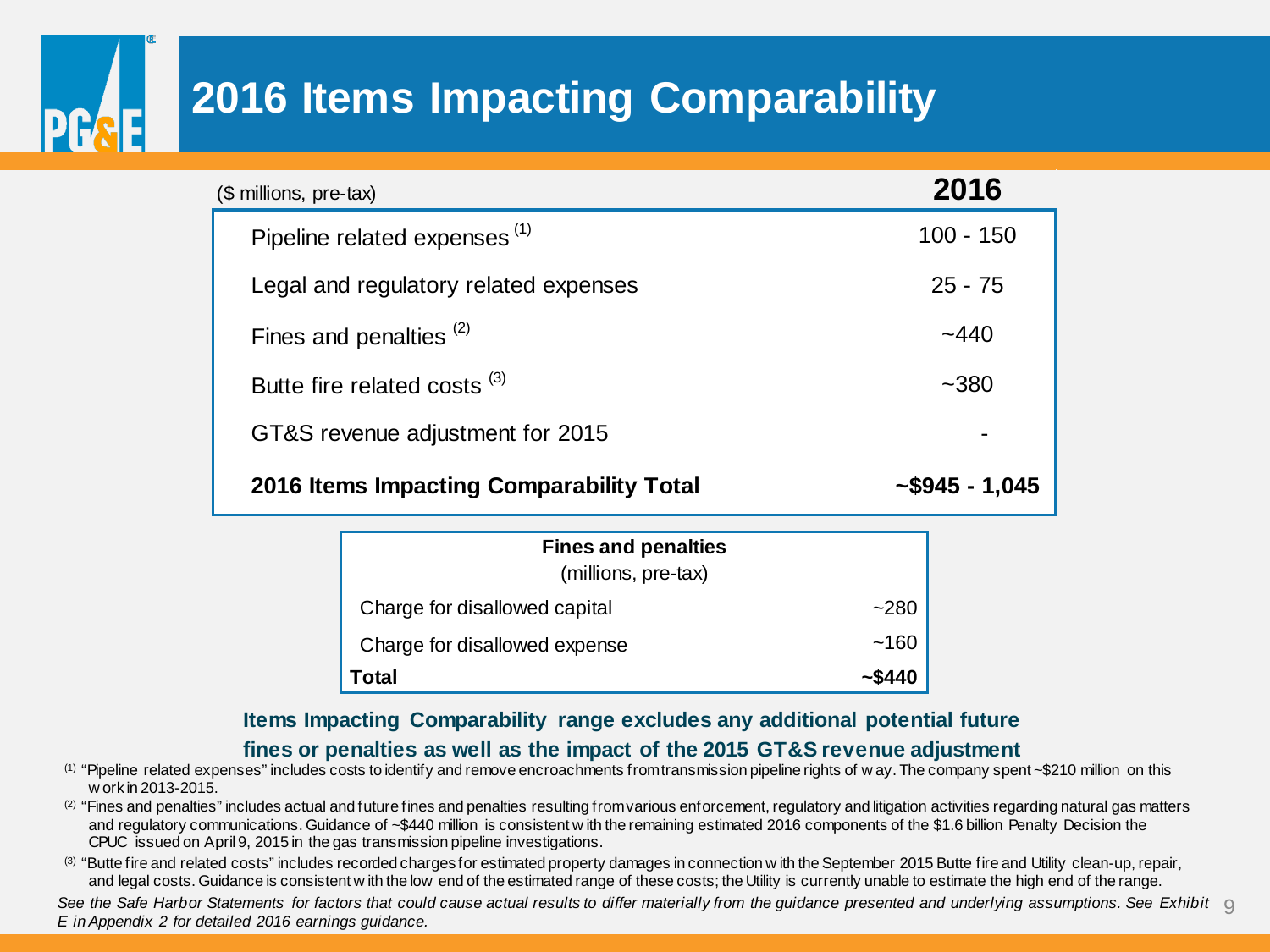# 2016 Items Impacting Comparability

| ($ millions, pre-tax) | 2016 |
|---|---|
| Pipeline related expenses [1] | 100 - 150 |
| Legal and regulatory related expenses | 25 - 75 |
| Fines and penalties [2] | ~440 |
| Butte fire related costs [3] | ~380 |
| GT&S revenue adjustment for 2015 | - |
| **2016 Items Impacting Comparability Total** | **~$945 - 1,045** |

| **Fines and penalties** (millions, pre-tax) | |
|---|---|
| Charge for disallowed capital | ~280 |
| Charge for disallowed expense | ~160 |
| **Total** | **~$440** |

**Items Impacting Comparability range excludes any additional potential future fines or penalties as well as the impact of the 2015 GT&S revenue adjustment**

[1] "Pipeline related expenses" includes costs to identify and remove encroachments from transmission pipeline rights of way. The company spent ~$210 million on this work in 2013-2015.

[2] "Fines and penalties" includes actual and future fines and penalties resulting from various enforcement, regulatory and litigation activities regarding natural gas matters and regulatory communications. Guidance of ~$440 million is consistent with the remaining estimated 2016 components of the $1.6 billion Penalty Decision the CPUC issued on April 9, 2015 in the gas transmission pipeline investigations.

[3] "Butte fire and related costs" includes recorded charges for estimated property damages in connection with the September 2015 Butte fire and Utility clean-up, repair, and legal costs. Guidance is consistent with the low end of the estimated range of these costs; the Utility is currently unable to estimate the high end of the range.

*See the Safe Harbor Statements for factors that could cause actual results to differ materially from the guidance presented and underlying assumptions. See Exhibit E in Appendix 2 for detailed 2016 earnings guidance.*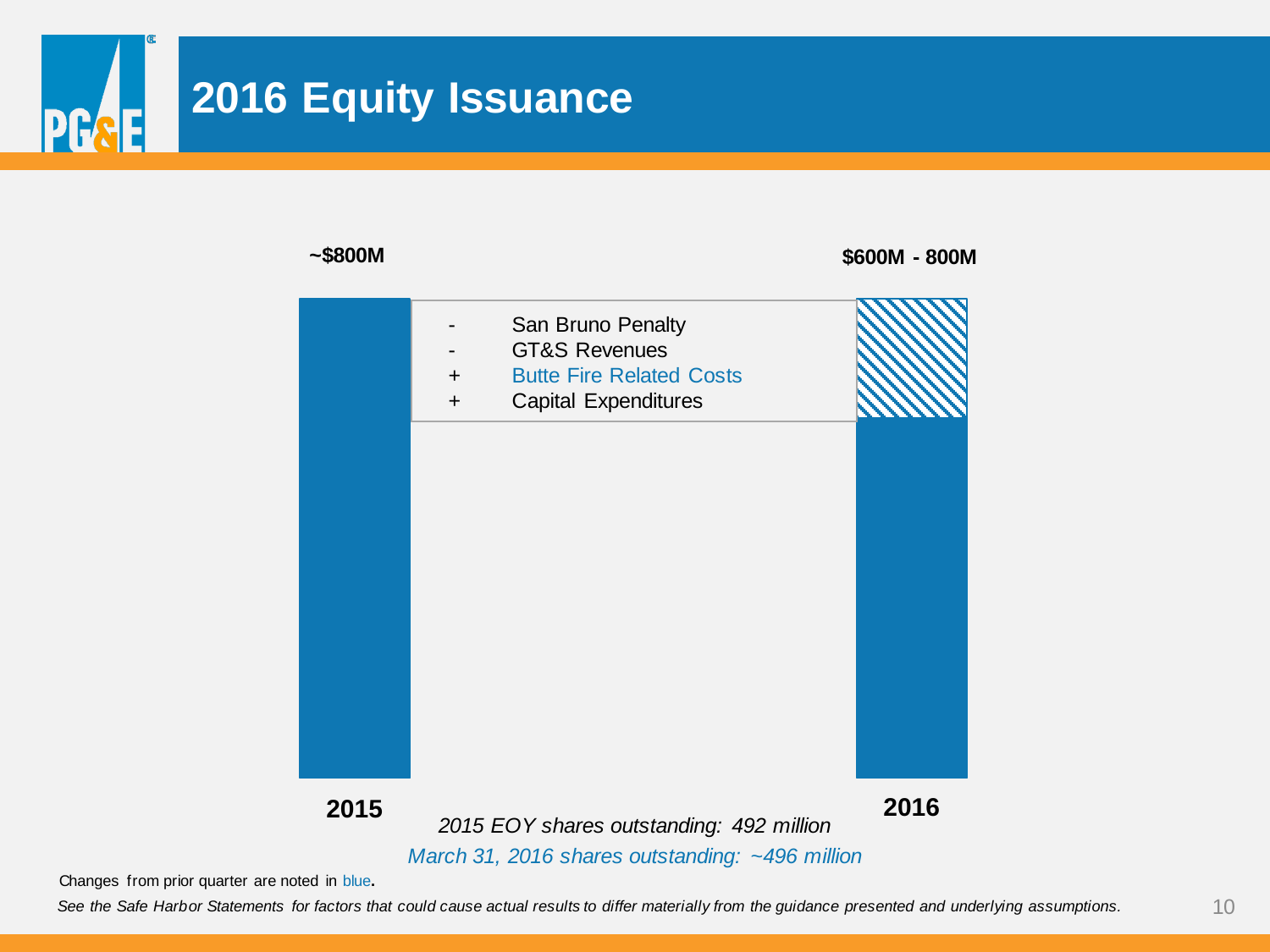# 2016 Equity Issuance

| 2015 | 2016 |
| --- | --- |
| ~$800M | $600M - 800M |

- San Bruno Penalty
- GT&S Revenues

+ Butte Fire Related Costs
+ Capital Expenditures

*2015 EOY shares outstanding: 492 million*

*March 31, 2016 shares outstanding: ~496 million*

Changes from prior quarter are noted in blue.

*See the Safe Harbor Statements for factors that could cause actual results to differ materially from the guidance presented and underlying assumptions.*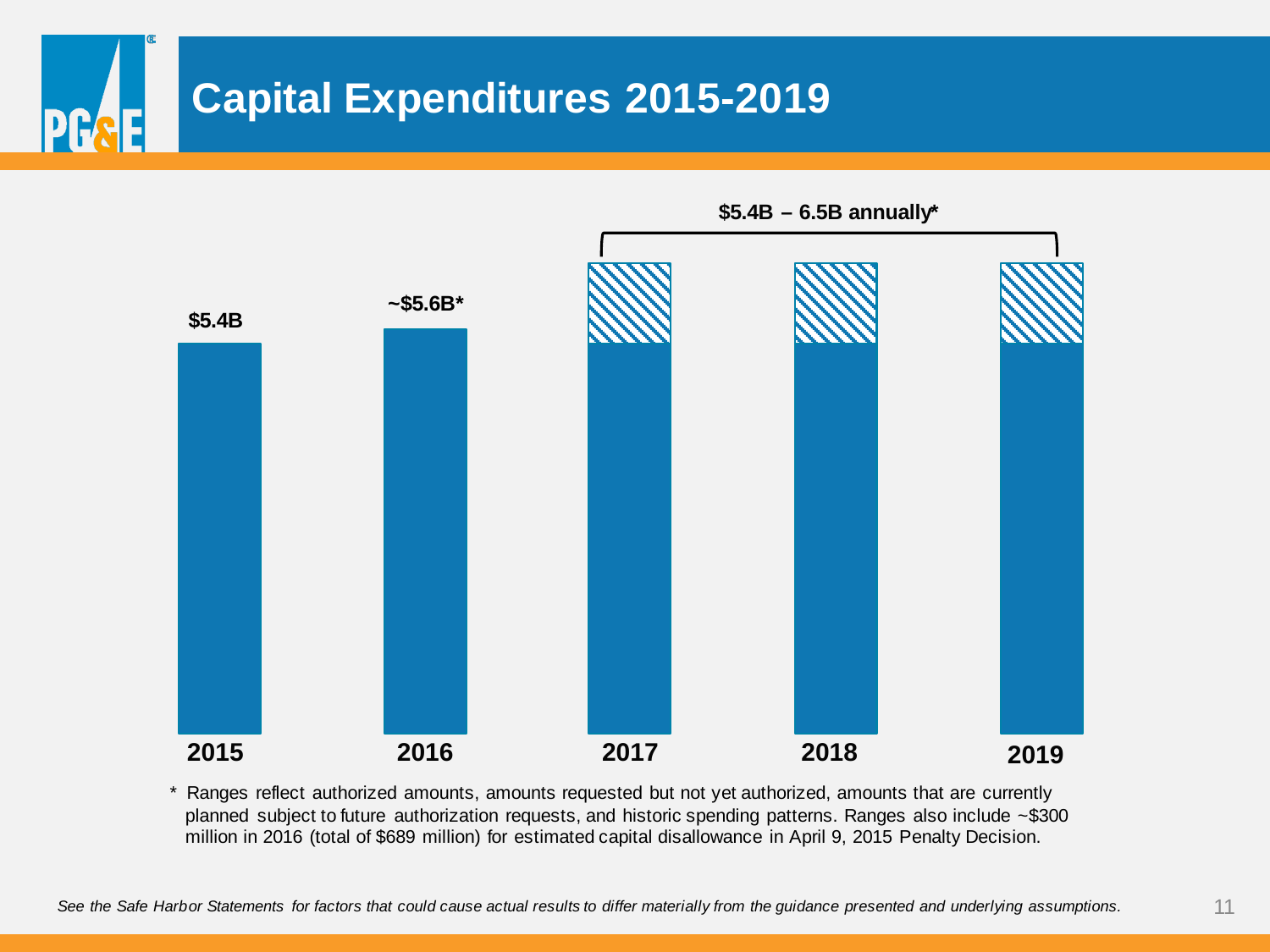# Capital Expenditures 2015-2019

$5.4B – 6.5B annually*

| 2015 | 2016 | 2017 | 2018 | 2019 |
|---|---|---|---|---|
| $5.4B | ~$5.6B* | | | |

\* Ranges reflect authorized amounts, amounts requested but not yet authorized, amounts that are currently planned subject to future authorization requests, and historic spending patterns. Ranges also include ~$300 million in 2016 (total of $689 million) for estimated capital disallowance in April 9, 2015 Penalty Decision.

*See the Safe Harbor Statements for factors that could cause actual results to differ materially from the guidance presented and underlying assumptions.*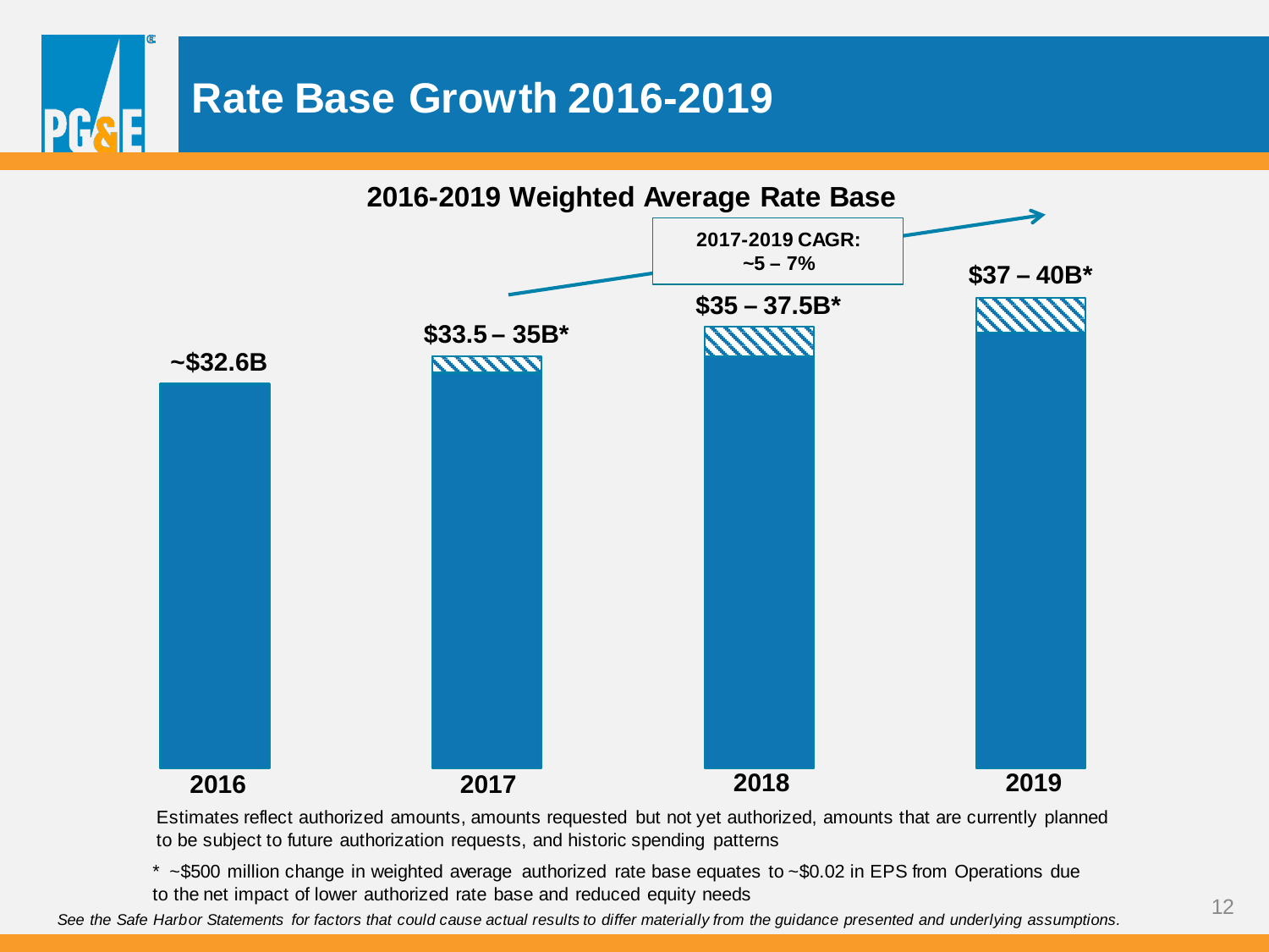# Rate Base Growth 2016-2019

## 2016-2019 Weighted Average Rate Base

**2017-2019 CAGR: ~5 – 7%**

| Year | Weighted Average Rate Base |
| --- | --- |
| 2016 | ~$32.6B |
| 2017 | $33.5 – 35B* |
| 2018 | $35 – 37.5B* |
| 2019 | $37 – 40B* |

Estimates reflect authorized amounts, amounts requested but not yet authorized, amounts that are currently planned to be subject to future authorization requests, and historic spending patterns

* ~$500 million change in weighted average authorized rate base equates to ~$0.02 in EPS from Operations due to the net impact of lower authorized rate base and reduced equity needs

*See the Safe Harbor Statements for factors that could cause actual results to differ materially from the guidance presented and underlying assumptions.*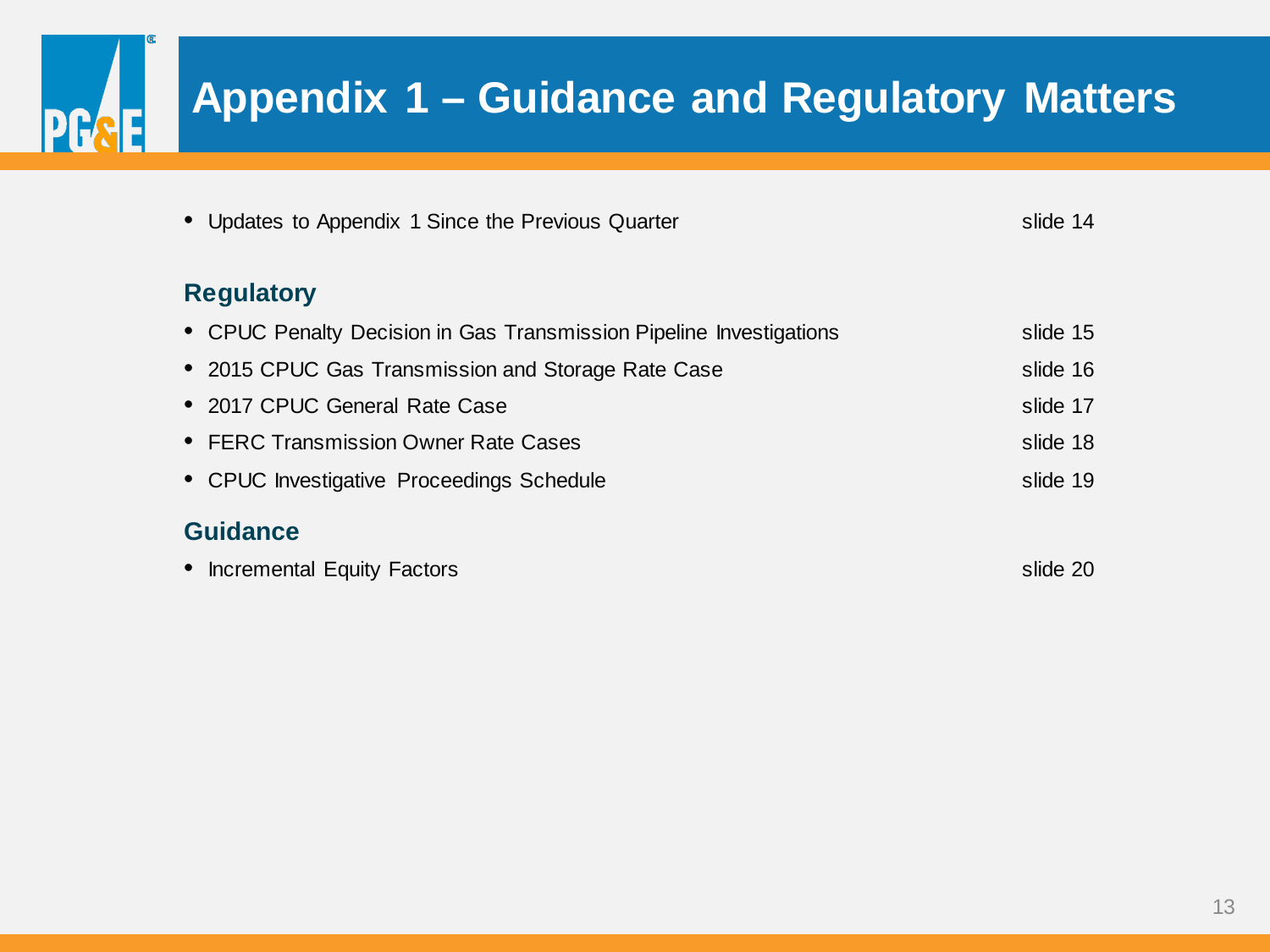# Appendix 1 – Guidance and Regulatory Matters

- Updates to Appendix 1 Since the Previous Quarter — slide 14

## Regulatory

- CPUC Penalty Decision in Gas Transmission Pipeline Investigations — slide 15
- 2015 CPUC Gas Transmission and Storage Rate Case — slide 16
- 2017 CPUC General Rate Case — slide 17
- FERC Transmission Owner Rate Cases — slide 18
- CPUC Investigative Proceedings Schedule — slide 19

## Guidance

- Incremental Equity Factors — slide 20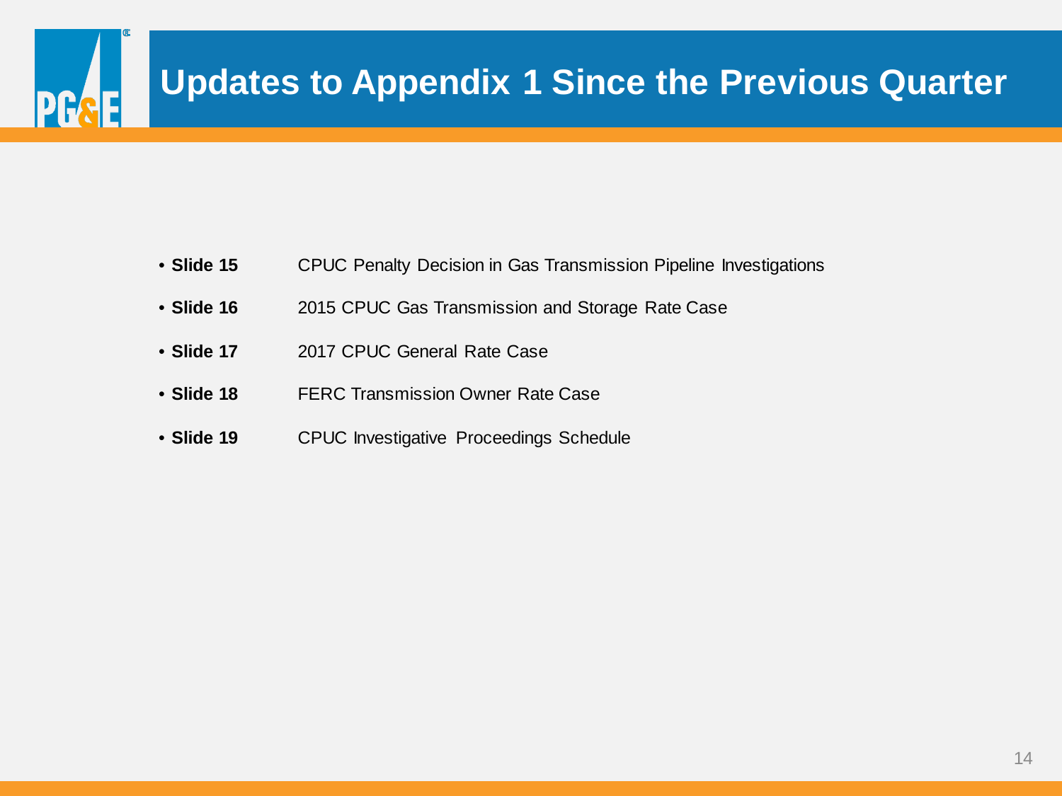# Updates to Appendix 1 Since the Previous Quarter

- **Slide 15** CPUC Penalty Decision in Gas Transmission Pipeline Investigations
- **Slide 16** 2015 CPUC Gas Transmission and Storage Rate Case
- **Slide 17** 2017 CPUC General Rate Case
- **Slide 18** FERC Transmission Owner Rate Case
- **Slide 19** CPUC Investigative Proceedings Schedule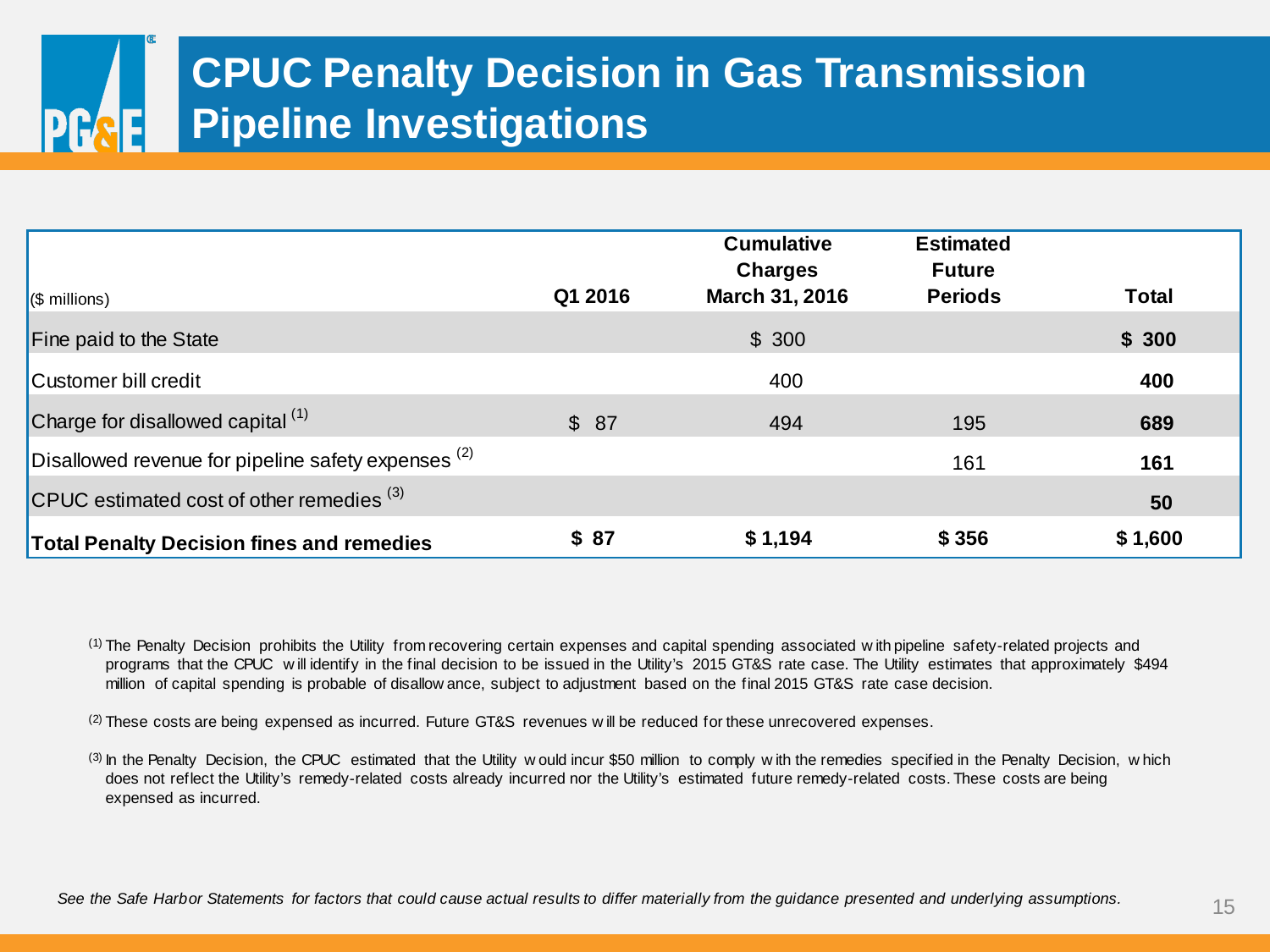# CPUC Penalty Decision in Gas Transmission Pipeline Investigations

| ($ millions) | Q1 2016 | Cumulative Charges March 31, 2016 | Estimated Future Periods | Total |
|---|---|---|---|---|
| Fine paid to the State | | $ 300 | | **$ 300** |
| Customer bill credit | | 400 | | **400** |
| Charge for disallowed capital [1] | $ 87 | 494 | 195 | **689** |
| Disallowed revenue for pipeline safety expenses [2] | | | 161 | **161** |
| CPUC estimated cost of other remedies [3] | | | | **50** |
| **Total Penalty Decision fines and remedies** | **$ 87** | **$ 1,194** | **$ 356** | **$ 1,600** |

[1] The Penalty Decision prohibits the Utility from recovering certain expenses and capital spending associated with pipeline safety-related projects and programs that the CPUC will identify in the final decision to be issued in the Utility's 2015 GT&S rate case. The Utility estimates that approximately $494 million of capital spending is probable of disallowance, subject to adjustment based on the final 2015 GT&S rate case decision.

[2] These costs are being expensed as incurred. Future GT&S revenues will be reduced for these unrecovered expenses.

[3] In the Penalty Decision, the CPUC estimated that the Utility would incur $50 million to comply with the remedies specified in the Penalty Decision, which does not reflect the Utility's remedy-related costs already incurred nor the Utility's estimated future remedy-related costs. These costs are being expensed as incurred.

*See the Safe Harbor Statements for factors that could cause actual results to differ materially from the guidance presented and underlying assumptions.*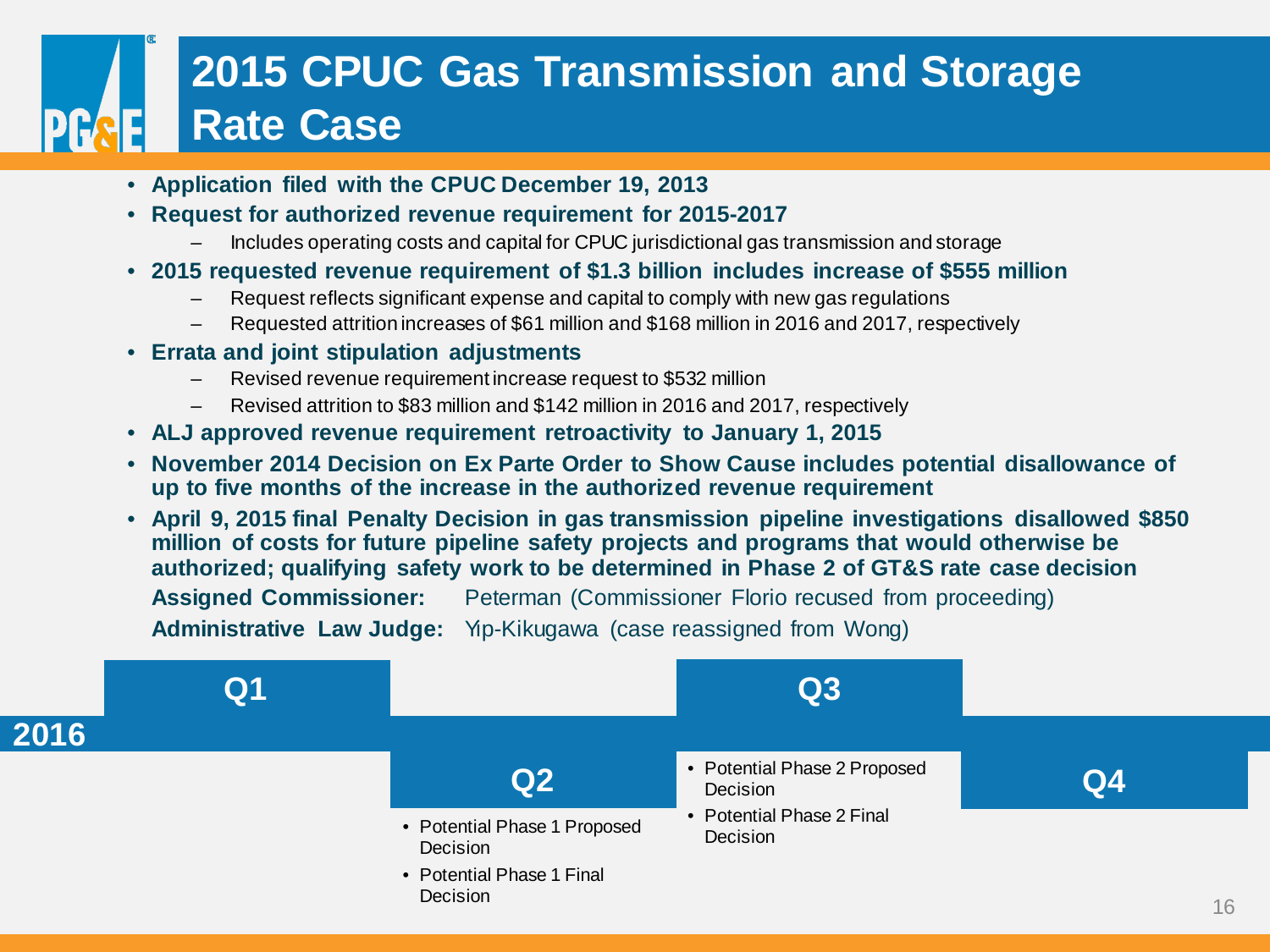# 2015 CPUC Gas Transmission and Storage Rate Case

- **Application filed with the CPUC December 19, 2013**
- **Request for authorized revenue requirement for 2015-2017**
  - Includes operating costs and capital for CPUC jurisdictional gas transmission and storage
- **2015 requested revenue requirement of $1.3 billion includes increase of $555 million**
  - Request reflects significant expense and capital to comply with new gas regulations
  - Requested attrition increases of $61 million and $168 million in 2016 and 2017, respectively
- **Errata and joint stipulation adjustments**
  - Revised revenue requirement increase request to $532 million
  - Revised attrition to $83 million and $142 million in 2016 and 2017, respectively
- **ALJ approved revenue requirement retroactivity to January 1, 2015**
- **November 2014 Decision on Ex Parte Order to Show Cause includes potential disallowance of up to five months of the increase in the authorized revenue requirement**
- **April 9, 2015 final Penalty Decision in gas transmission pipeline investigations disallowed $850 million of costs for future pipeline safety projects and programs that would otherwise be authorized; qualifying safety work to be determined in Phase 2 of GT&S rate case decision**

**Assigned Commissioner:** Peterman (Commissioner Florio recused from proceeding)

**Administrative Law Judge:** Yip-Kikugawa (case reassigned from Wong)

## 2016

| Q1 | Q2 | Q3 | Q4 |
|---|---|---|---|
| | • Potential Phase 1 Proposed Decision<br>• Potential Phase 1 Final Decision | • Potential Phase 2 Proposed Decision<br>• Potential Phase 2 Final Decision | |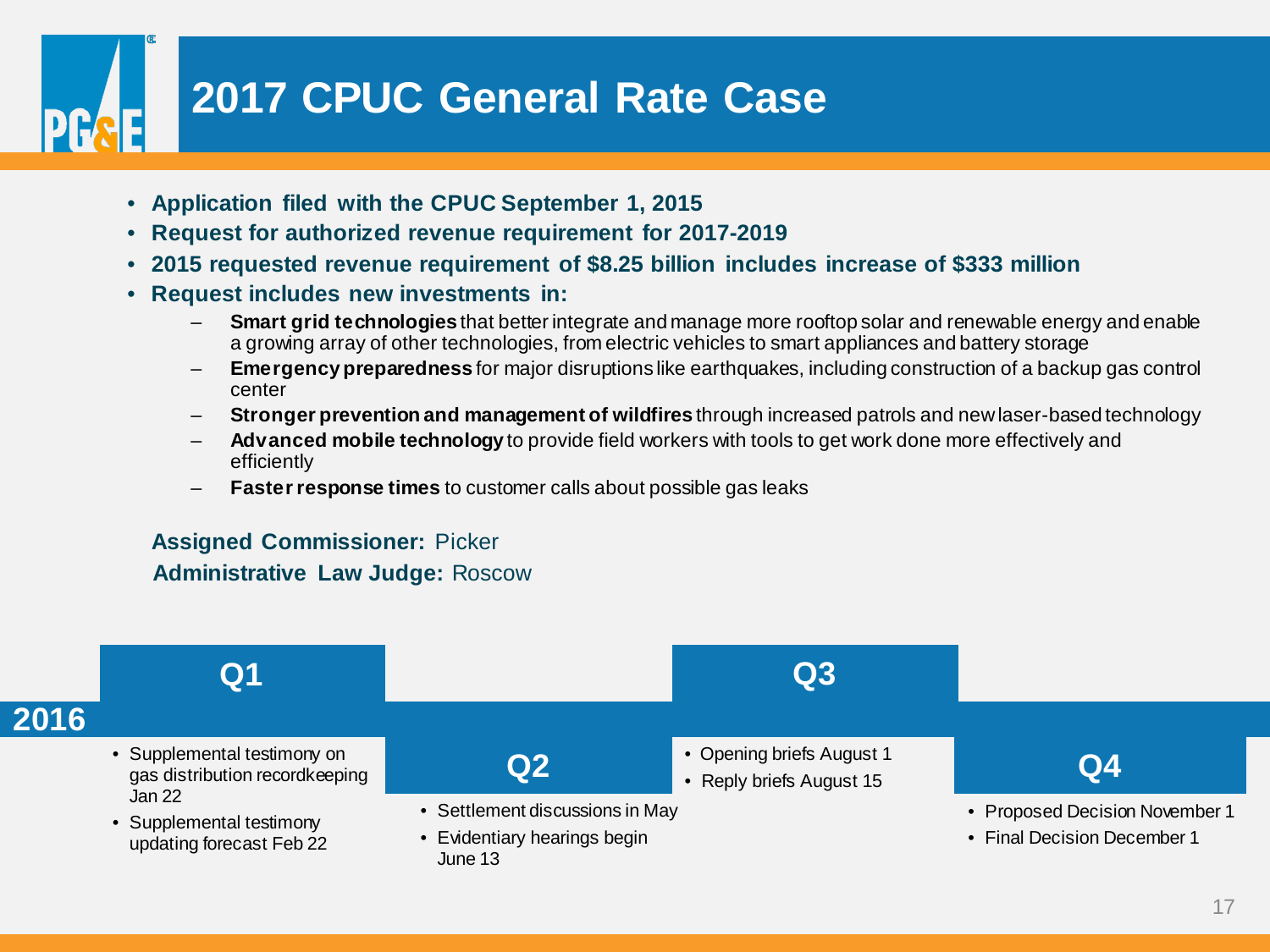# 2017 CPUC General Rate Case

- **Application filed with the CPUC September 1, 2015**
- **Request for authorized revenue requirement for 2017-2019**
- **2015 requested revenue requirement of $8.25 billion includes increase of $333 million**
- **Request includes new investments in:**
  - **Smart grid technologies** that better integrate and manage more rooftop solar and renewable energy and enable a growing array of other technologies, from electric vehicles to smart appliances and battery storage
  - **Emergency preparedness** for major disruptions like earthquakes, including construction of a backup gas control center
  - **Stronger prevention and management of wildfires** through increased patrols and new laser-based technology
  - **Advanced mobile technology** to provide field workers with tools to get work done more effectively and efficiently
  - **Faster response times** to customer calls about possible gas leaks

**Assigned Commissioner:** Picker

**Administrative Law Judge:** Roscow

## 2016

### Q1

- Supplemental testimony on gas distribution recordkeeping Jan 22
- Supplemental testimony updating forecast Feb 22

### Q2

- Settlement discussions in May
- Evidentiary hearings begin June 13

### Q3

- Opening briefs August 1
- Reply briefs August 15

### Q4

- Proposed Decision November 1
- Final Decision December 1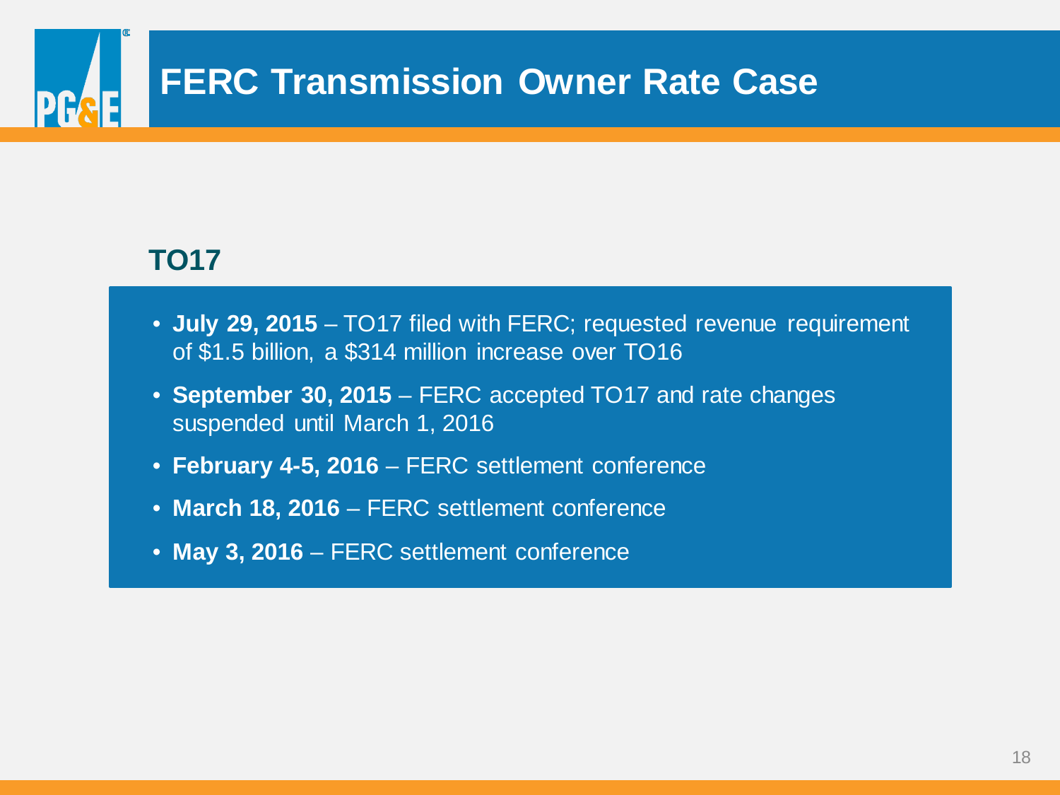# FERC Transmission Owner Rate Case

## TO17

- **July 29, 2015** – TO17 filed with FERC; requested revenue requirement of $1.5 billion, a $314 million increase over TO16
- **September 30, 2015** – FERC accepted TO17 and rate changes suspended until March 1, 2016
- **February 4-5, 2016** – FERC settlement conference
- **March 18, 2016** – FERC settlement conference
- **May 3, 2016** – FERC settlement conference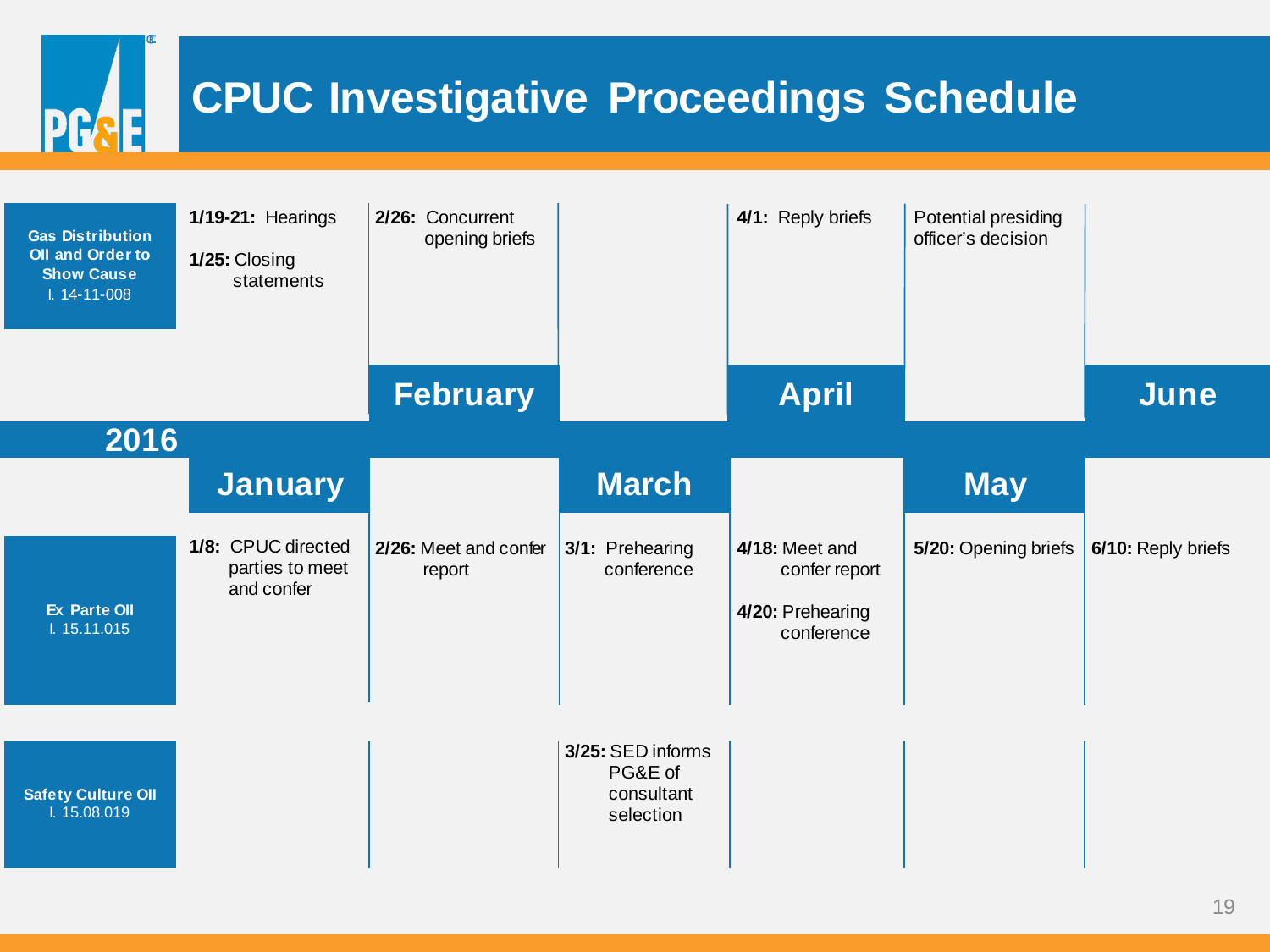# CPUC Investigative Proceedings Schedule

**2016**

| Proceeding | January | February | March | April | May | June |
|---|---|---|---|---|---|---|
| **Gas Distribution OII and Order to Show Cause** I. 14-11-008 | **1/19-21:** Hearings<br>**1/25:** Closing statements | **2/26:** Concurrent opening briefs | | **4/1:** Reply briefs | Potential presiding officer's decision | |
| **Ex Parte OII** I. 15.11.015 | **1/8:** CPUC directed parties to meet and confer | **2/26:** Meet and confer report | **3/1:** Prehearing conference | **4/18:** Meet and confer report<br>**4/20:** Prehearing conference | **5/20:** Opening briefs | **6/10:** Reply briefs |
| **Safety Culture OII** I. 15.08.019 | | | **3/25:** SED informs PG&E of consultant selection | | | |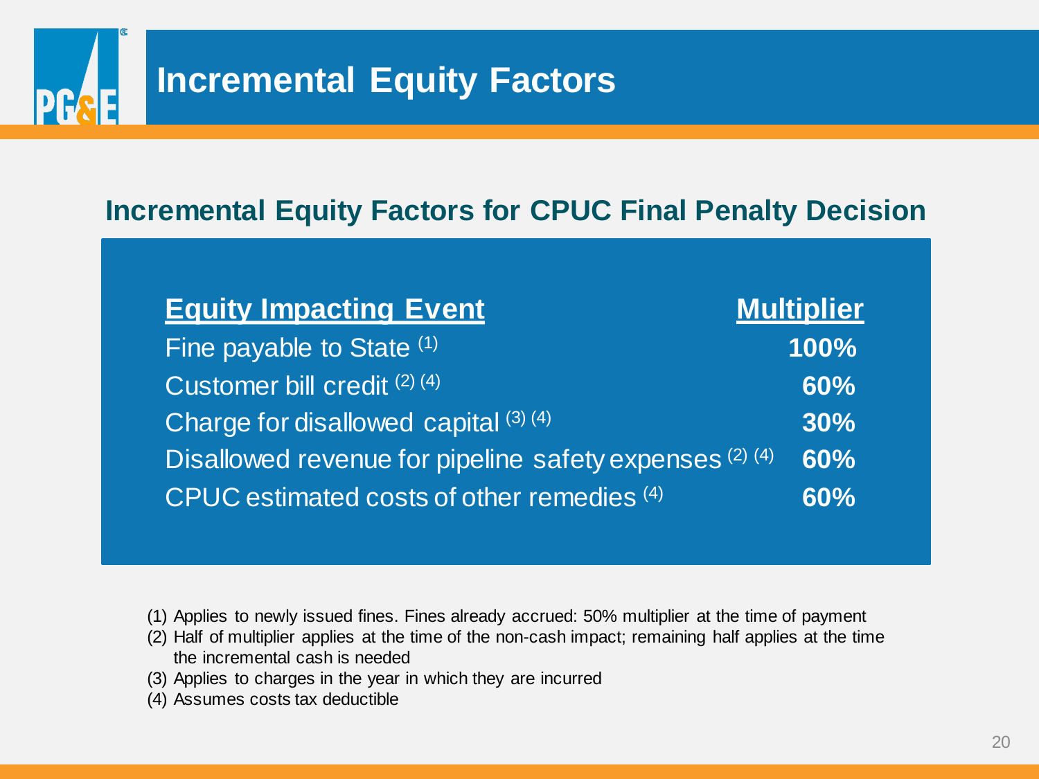# Incremental Equity Factors

## Incremental Equity Factors for CPUC Final Penalty Decision

| Equity Impacting Event | Multiplier |
| --- | --- |
| Fine payable to State [(1)] | **100%** |
| Customer bill credit [(2)] [(4)] | **60%** |
| Charge for disallowed capital [(3)] [(4)] | **30%** |
| Disallowed revenue for pipeline safety expenses [(2)] [(4)] | **60%** |
| CPUC estimated costs of other remedies [(4)] | **60%** |

(1) Applies to newly issued fines. Fines already accrued: 50% multiplier at the time of payment
(2) Half of multiplier applies at the time of the non-cash impact; remaining half applies at the time the incremental cash is needed
(3) Applies to charges in the year in which they are incurred
(4) Assumes costs tax deductible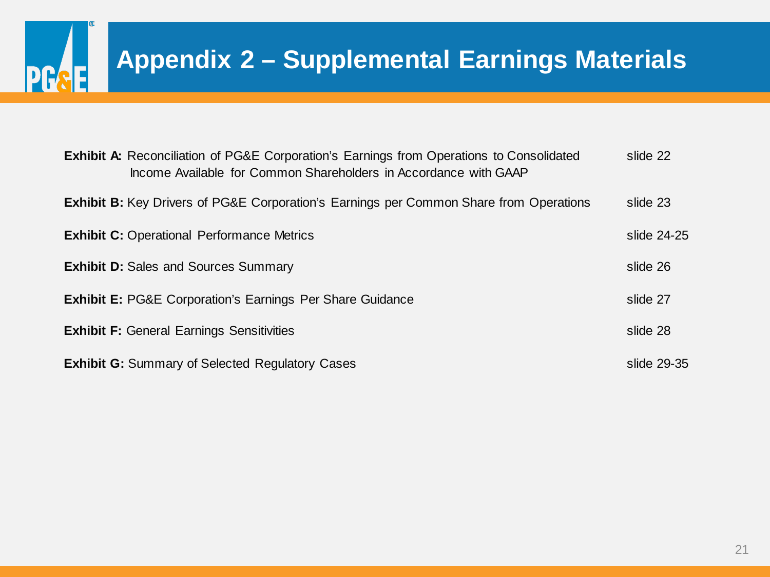# Appendix 2 – Supplemental Earnings Materials

| | |
|---|---|
| **Exhibit A:** Reconciliation of PG&E Corporation's Earnings from Operations to Consolidated Income Available for Common Shareholders in Accordance with GAAP | slide 22 |
| **Exhibit B:** Key Drivers of PG&E Corporation's Earnings per Common Share from Operations | slide 23 |
| **Exhibit C:** Operational Performance Metrics | slide 24-25 |
| **Exhibit D:** Sales and Sources Summary | slide 26 |
| **Exhibit E:** PG&E Corporation's Earnings Per Share Guidance | slide 27 |
| **Exhibit F:** General Earnings Sensitivities | slide 28 |
| **Exhibit G:** Summary of Selected Regulatory Cases | slide 29-35 |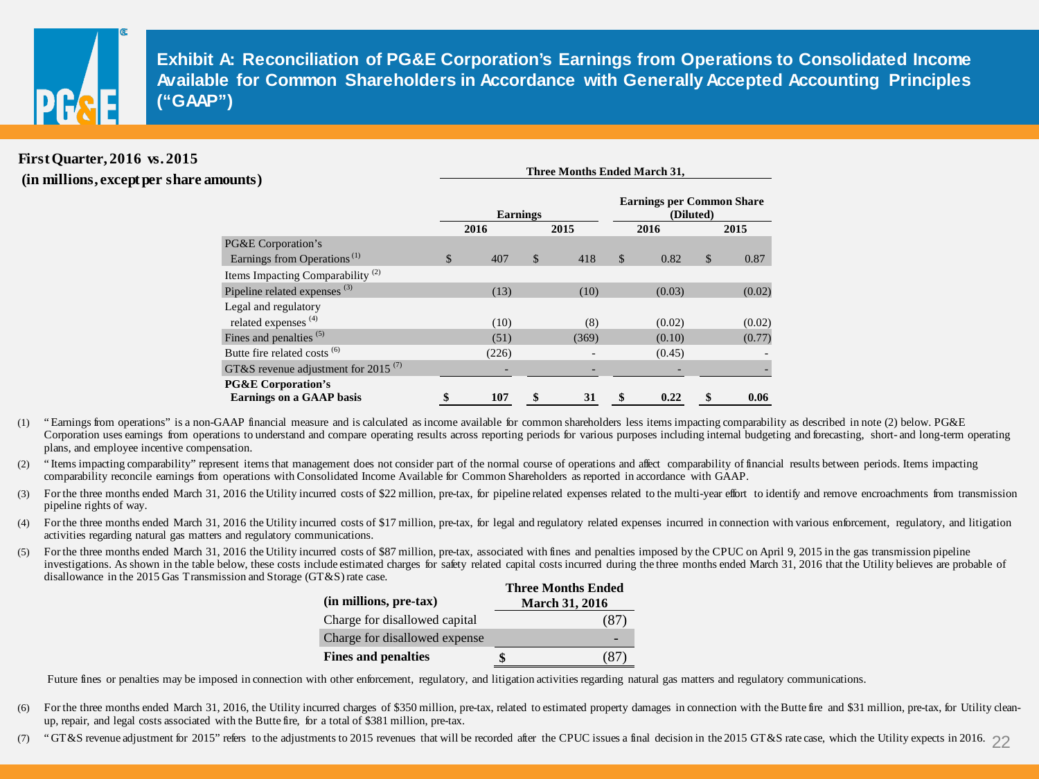# Exhibit A: Reconciliation of PG&E Corporation's Earnings from Operations to Consolidated Income Available for Common Shareholders in Accordance with Generally Accepted Accounting Principles ("GAAP")

**First Quarter, 2016 vs. 2015**
**(in millions, except per share amounts)**

| | Three Months Ended March 31, | | | |
|---|---|---|---|---|
| | Earnings | | Earnings per Common Share (Diluted) | |
| | 2016 | 2015 | 2016 | 2015 |
| PG&E Corporation's Earnings from Operations [1] | $ 407 | $ 418 | $ 0.82 | $ 0.87 |
| Items Impacting Comparability [2] | | | | |
| Pipeline related expenses [3] | (13) | (10) | (0.03) | (0.02) |
| Legal and regulatory related expenses [4] | (10) | (8) | (0.02) | (0.02) |
| Fines and penalties [5] | (51) | (369) | (0.10) | (0.77) |
| Butte fire related costs [6] | (226) | - | (0.45) | - |
| GT&S revenue adjustment for 2015 [7] | - | - | - | - |
| **PG&E Corporation's Earnings on a GAAP basis** | **$ 107** | **$ 31** | **$ 0.22** | **$ 0.06** |

(1) "Earnings from operations" is a non-GAAP financial measure and is calculated as income available for common shareholders less items impacting comparability as described in note (2) below. PG&E Corporation uses earnings from operations to understand and compare operating results across reporting periods for various purposes including internal budgeting and forecasting, short- and long-term operating plans, and employee incentive compensation.

(2) "Items impacting comparability" represent items that management does not consider part of the normal course of operations and affect comparability of financial results between periods. Items impacting comparability reconcile earnings from operations with Consolidated Income Available for Common Shareholders as reported in accordance with GAAP.

(3) For the three months ended March 31, 2016 the Utility incurred costs of $22 million, pre-tax, for pipeline related expenses related to the multi-year effort to identify and remove encroachments from transmission pipeline rights of way.

(4) For the three months ended March 31, 2016 the Utility incurred costs of $17 million, pre-tax, for legal and regulatory related expenses incurred in connection with various enforcement, regulatory, and litigation activities regarding natural gas matters and regulatory communications.

(5) For the three months ended March 31, 2016 the Utility incurred costs of $87 million, pre-tax, associated with fines and penalties imposed by the CPUC on April 9, 2015 in the gas transmission pipeline investigations. As shown in the table below, these costs include estimated charges for safety related capital costs incurred during the three months ended March 31, 2016 that the Utility believes are probable of disallowance in the 2015 Gas Transmission and Storage (GT&S) rate case.

| (in millions, pre-tax) | Three Months Ended March 31, 2016 |
|---|---|
| Charge for disallowed capital | (87) |
| Charge for disallowed expense | - |
| **Fines and penalties** | $ (87) |

Future fines or penalties may be imposed in connection with other enforcement, regulatory, and litigation activities regarding natural gas matters and regulatory communications.

(6) For the three months ended March 31, 2016, the Utility incurred charges of $350 million, pre-tax, related to estimated property damages in connection with the Butte fire and $31 million, pre-tax, for Utility clean-up, repair, and legal costs associated with the Butte fire, for a total of $381 million, pre-tax.

(7) "GT&S revenue adjustment for 2015" refers to the adjustments to 2015 revenues that will be recorded after the CPUC issues a final decision in the 2015 GT&S rate case, which the Utility expects in 2016.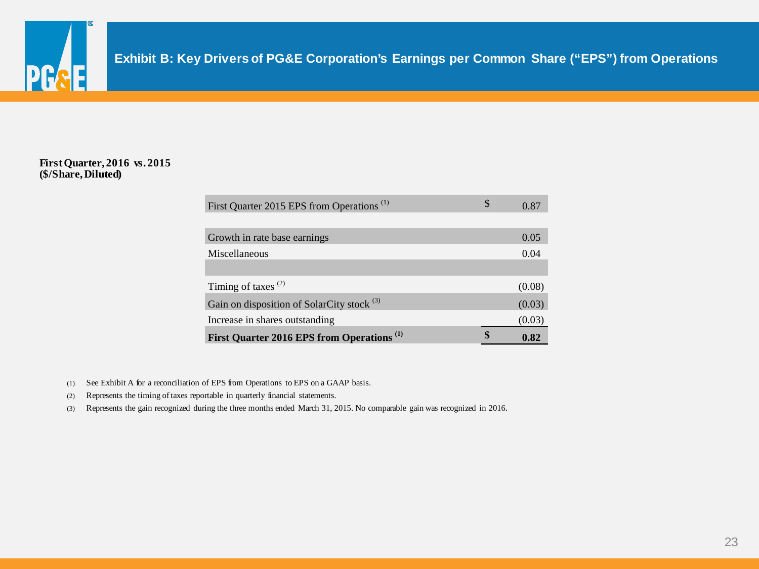# Exhibit B: Key Drivers of PG&E Corporation's Earnings per Common Share ("EPS") from Operations

**First Quarter, 2016 vs. 2015**
**($/Share, Diluted)**

| | | |
|---|---|---|
| First Quarter 2015 EPS from Operations [1] | $ | 0.87 |
| | | |
| Growth in rate base earnings | | 0.05 |
| Miscellaneous | | 0.04 |
| | | |
| Timing of taxes [2] | | (0.08) |
| Gain on disposition of SolarCity stock [3] | | (0.03) |
| Increase in shares outstanding | | (0.03) |
| **First Quarter 2016 EPS from Operations [1]** | **$** | **0.82** |

(1) See Exhibit A for a reconciliation of EPS from Operations to EPS on a GAAP basis.

(2) Represents the timing of taxes reportable in quarterly financial statements.

(3) Represents the gain recognized during the three months ended March 31, 2015. No comparable gain was recognized in 2016.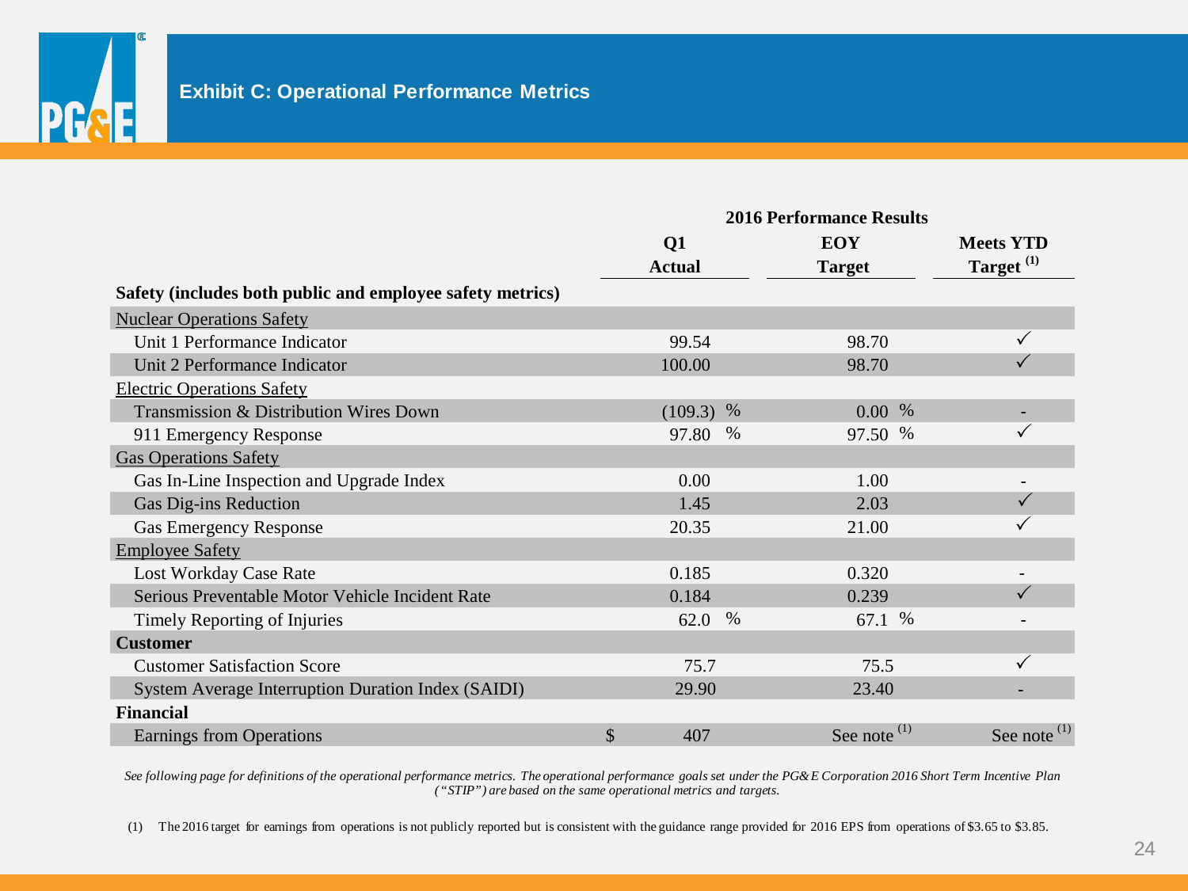# Exhibit C: Operational Performance Metrics

| | 2016 Performance Results | | |
|---|---|---|---|
| | Q1 Actual | EOY Target | Meets YTD Target [(1)] |
| **Safety (includes both public and employee safety metrics)** | | | |
| Nuclear Operations Safety | | | |
| Unit 1 Performance Indicator | 99.54 | 98.70 | ✓ |
| Unit 2 Performance Indicator | 100.00 | 98.70 | ✓ |
| Electric Operations Safety | | | |
| Transmission & Distribution Wires Down | (109.3) % | 0.00 % | - |
| 911 Emergency Response | 97.80 % | 97.50 % | ✓ |
| Gas Operations Safety | | | |
| Gas In-Line Inspection and Upgrade Index | 0.00 | 1.00 | - |
| Gas Dig-ins Reduction | 1.45 | 2.03 | ✓ |
| Gas Emergency Response | 20.35 | 21.00 | ✓ |
| Employee Safety | | | |
| Lost Workday Case Rate | 0.185 | 0.320 | - |
| Serious Preventable Motor Vehicle Incident Rate | 0.184 | 0.239 | ✓ |
| Timely Reporting of Injuries | 62.0 % | 67.1 % | - |
| **Customer** | | | |
| Customer Satisfaction Score | 75.7 | 75.5 | ✓ |
| System Average Interruption Duration Index (SAIDI) | 29.90 | 23.40 | - |
| **Financial** | | | |
| Earnings from Operations | $ 407 | See note [(1)] | See note [(1)] |

*See following page for definitions of the operational performance metrics. The operational performance goals set under the PG&E Corporation 2016 Short Term Incentive Plan ("STIP") are based on the same operational metrics and targets.*

(1) The 2016 target for earnings from operations is not publicly reported but is consistent with the guidance range provided for 2016 EPS from operations of $3.65 to $3.85.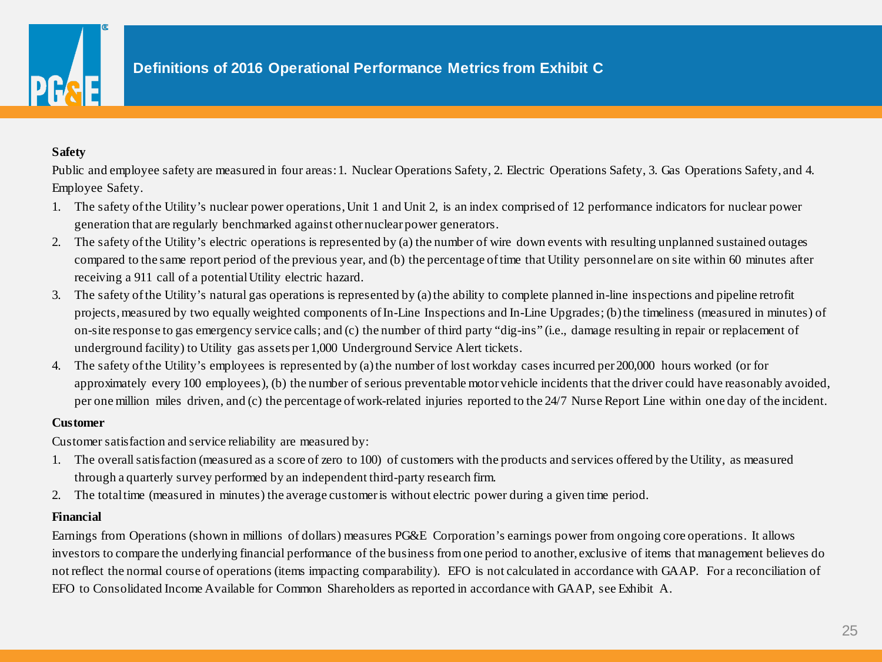# Definitions of 2016 Operational Performance Metrics from Exhibit C

**Safety**

Public and employee safety are measured in four areas: 1. Nuclear Operations Safety, 2. Electric Operations Safety, 3. Gas Operations Safety, and 4. Employee Safety.

1. The safety of the Utility's nuclear power operations, Unit 1 and Unit 2, is an index comprised of 12 performance indicators for nuclear power generation that are regularly benchmarked against other nuclear power generators.
2. The safety of the Utility's electric operations is represented by (a) the number of wire down events with resulting unplanned sustained outages compared to the same report period of the previous year, and (b) the percentage of time that Utility personnel are on site within 60 minutes after receiving a 911 call of a potential Utility electric hazard.
3. The safety of the Utility's natural gas operations is represented by (a) the ability to complete planned in-line inspections and pipeline retrofit projects, measured by two equally weighted components of In-Line Inspections and In-Line Upgrades; (b) the timeliness (measured in minutes) of on-site response to gas emergency service calls; and (c) the number of third party "dig-ins" (i.e., damage resulting in repair or replacement of underground facility) to Utility gas assets per 1,000 Underground Service Alert tickets.
4. The safety of the Utility's employees is represented by (a) the number of lost workday cases incurred per 200,000 hours worked (or for approximately every 100 employees), (b) the number of serious preventable motor vehicle incidents that the driver could have reasonably avoided, per one million miles driven, and (c) the percentage of work-related injuries reported to the 24/7 Nurse Report Line within one day of the incident.

**Customer**

Customer satisfaction and service reliability are measured by:

1. The overall satisfaction (measured as a score of zero to 100) of customers with the products and services offered by the Utility, as measured through a quarterly survey performed by an independent third-party research firm.
2. The total time (measured in minutes) the average customer is without electric power during a given time period.

**Financial**

Earnings from Operations (shown in millions of dollars) measures PG&E Corporation's earnings power from ongoing core operations. It allows investors to compare the underlying financial performance of the business from one period to another, exclusive of items that management believes do not reflect the normal course of operations (items impacting comparability). EFO is not calculated in accordance with GAAP. For a reconciliation of EFO to Consolidated Income Available for Common Shareholders as reported in accordance with GAAP, see Exhibit A.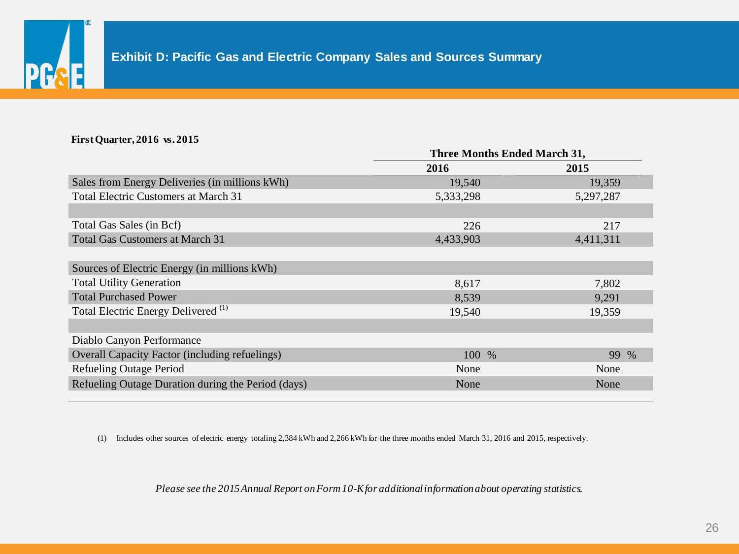# Exhibit D: Pacific Gas and Electric Company Sales and Sources Summary

**First Quarter, 2016 vs. 2015**

| | Three Months Ended March 31, | |
|---|---|---|
| | **2016** | **2015** |
| Sales from Energy Deliveries (in millions kWh) | 19,540 | 19,359 |
| Total Electric Customers at March 31 | 5,333,298 | 5,297,287 |
| | | |
| Total Gas Sales (in Bcf) | 226 | 217 |
| Total Gas Customers at March 31 | 4,433,903 | 4,411,311 |
| | | |
| Sources of Electric Energy (in millions kWh) | | |
| Total Utility Generation | 8,617 | 7,802 |
| Total Purchased Power | 8,539 | 9,291 |
| Total Electric Energy Delivered [(1)] | 19,540 | 19,359 |
| | | |
| Diablo Canyon Performance | | |
| Overall Capacity Factor (including refuelings) | 100 % | 99 % |
| Refueling Outage Period | None | None |
| Refueling Outage Duration during the Period (days) | None | None |

(1) Includes other sources of electric energy totaling 2,384 kWh and 2,266 kWh for the three months ended March 31, 2016 and 2015, respectively.

*Please see the 2015 Annual Report on Form 10-K for additional information about operating statistics.*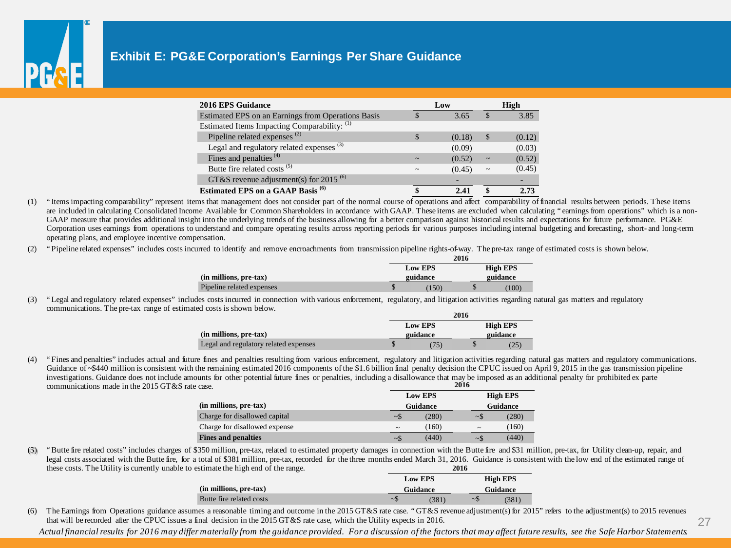# Exhibit E: PG&E Corporation's Earnings Per Share Guidance

| 2016 EPS Guidance | Low | High |
|---|---|---|
| Estimated EPS on an Earnings from Operations Basis | $ 3.65 | $ 3.85 |
| Estimated Items Impacting Comparability: [(1)] | | |
| Pipeline related expenses [(2)] | $ (0.18) | $ (0.12) |
| Legal and regulatory related expenses [(3)] | (0.09) | (0.03) |
| Fines and penalties [(4)] | ~ (0.52) | ~ (0.52) |
| Butte fire related costs [(5)] | ~ (0.45) | ~ (0.45) |
| GT&S revenue adjustment(s) for 2015 [(6)] | - | - |
| **Estimated EPS on a GAAP Basis [(6)]** | **$ 2.41** | **$ 2.73** |

(1) "Items impacting comparability" represent items that management does not consider part of the normal course of operations and affect comparability of financial results between periods. These items are included in calculating Consolidated Income Available for Common Shareholders in accordance with GAAP. These items are excluded when calculating "earnings from operations" which is a non-GAAP measure that provides additional insight into the underlying trends of the business allowing for a better comparison against historical results and expectations for future performance. PG&E Corporation uses earnings from operations to understand and compare operating results across reporting periods for various purposes including internal budgeting and forecasting, short- and long-term operating plans, and employee incentive compensation.

(2) "Pipeline related expenses" includes costs incurred to identify and remove encroachments from transmission pipeline rights-of-way. The pre-tax range of estimated costs is shown below.

| | 2016 | |
|---|---|---|
| (in millions, pre-tax) | Low EPS guidance | High EPS guidance |
| Pipeline related expenses | $ (150) | $ (100) |

(3) "Legal and regulatory related expenses" includes costs incurred in connection with various enforcement, regulatory, and litigation activities regarding natural gas matters and regulatory communications. The pre-tax range of estimated costs is shown below.

| | 2016 | |
|---|---|---|
| (in millions, pre-tax) | Low EPS guidance | High EPS guidance |
| Legal and regulatory related expenses | $ (75) | $ (25) |

(4) "Fines and penalties" includes actual and future fines and penalties resulting from various enforcement, regulatory and litigation activities regarding natural gas matters and regulatory communications. Guidance of ~$440 million is consistent with the remaining estimated 2016 components of the $1.6 billion final penalty decision the CPUC issued on April 9, 2015 in the gas transmission pipeline investigations. Guidance does not include amounts for other potential future fines or penalties, including a disallowance that may be imposed as an additional penalty for prohibited ex parte communications made in the 2015 GT&S rate case.

| | 2016 | |
|---|---|---|
| (in millions, pre-tax) | Low EPS Guidance | High EPS Guidance |
| Charge for disallowed capital | ~$ (280) | ~$ (280) |
| Charge for disallowed expense | ~ (160) | ~ (160) |
| **Fines and penalties** | ~$ (440) | ~$ (440) |

(5) "Butte fire related costs" includes charges of $350 million, pre-tax, related to estimated property damages in connection with the Butte fire and $31 million, pre-tax, for Utility clean-up, repair, and legal costs associated with the Butte fire, for a total of $381 million, pre-tax, recorded for the three months ended March 31, 2016. Guidance is consistent with the low end of the estimated range of these costs. The Utility is currently unable to estimate the high end of the range.

| | 2016 | |
|---|---|---|
| (in millions, pre-tax) | Low EPS Guidance | High EPS Guidance |
| Butte fire related costs | ~$ (381) | ~$ (381) |

(6) The Earnings from Operations guidance assumes a reasonable timing and outcome in the 2015 GT&S rate case. "GT&S revenue adjustment(s) for 2015" refers to the adjustment(s) to 2015 revenues that will be recorded after the CPUC issues a final decision in the 2015 GT&S rate case, which the Utility expects in 2016.

*Actual financial results for 2016 may differ materially from the guidance provided. For a discussion of the factors that may affect future results, see the Safe Harbor Statements.*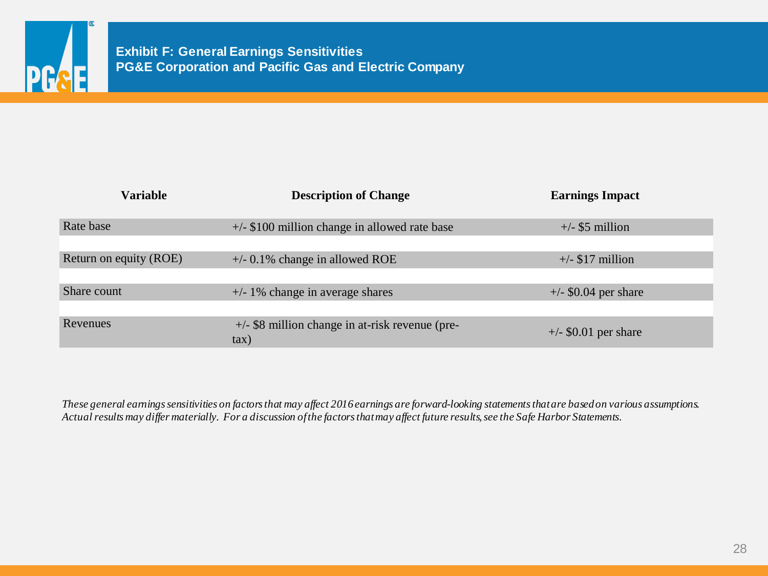## Exhibit F: General Earnings Sensitivities
## PG&E Corporation and Pacific Gas and Electric Company

| Variable | Description of Change | Earnings Impact |
|---|---|---|
| Rate base | +/- $100 million change in allowed rate base | +/- $5 million |
| Return on equity (ROE) | +/- 0.1% change in allowed ROE | +/- $17 million |
| Share count | +/- 1% change in average shares | +/- $0.04 per share |
| Revenues | +/- $8 million change in at-risk revenue (pre-tax) | +/- $0.01 per share |

*These general earnings sensitivities on factors that may affect 2016 earnings are forward-looking statements that are based on various assumptions. Actual results may differ materially. For a discussion of the factors that may affect future results, see the Safe Harbor Statements.*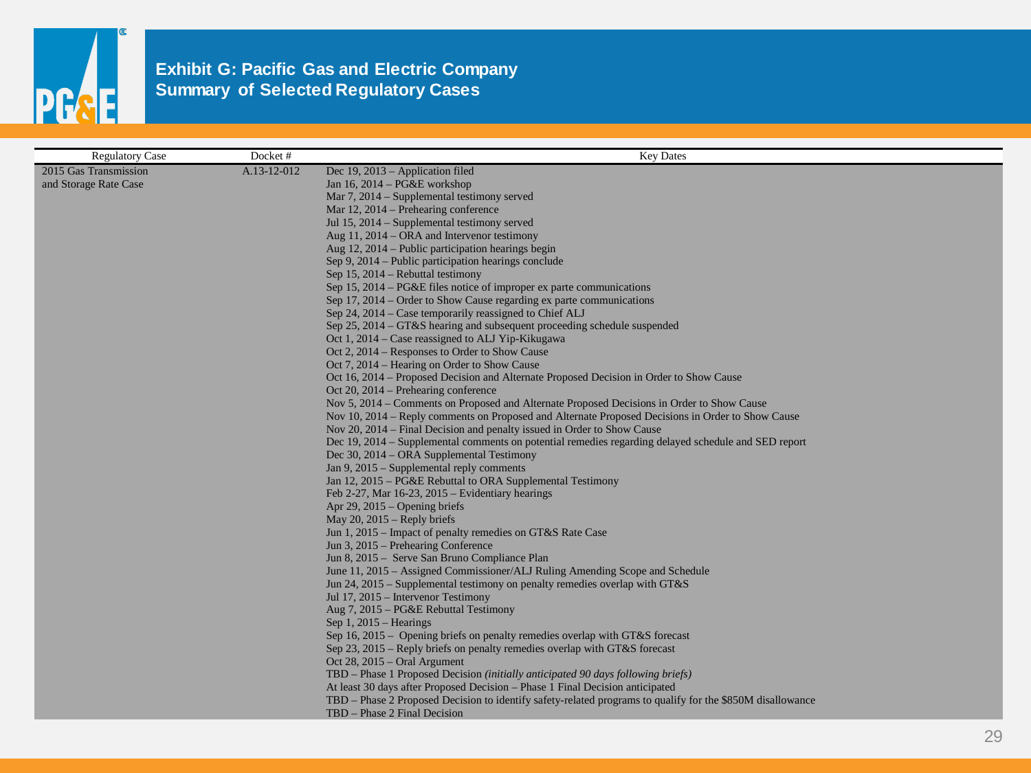# Exhibit G: Pacific Gas and Electric Company
## Summary of Selected Regulatory Cases

| Regulatory Case | Docket # | Key Dates |
|---|---|---|
| 2015 Gas Transmission and Storage Rate Case | A.13-12-012 | Dec 19, 2013 – Application filed<br>Jan 16, 2014 – PG&E workshop<br>Mar 7, 2014 – Supplemental testimony served<br>Mar 12, 2014 – Prehearing conference<br>Jul 15, 2014 – Supplemental testimony served<br>Aug 11, 2014 – ORA and Intervenor testimony<br>Aug 12, 2014 – Public participation hearings begin<br>Sep 9, 2014 – Public participation hearings conclude<br>Sep 15, 2014 – Rebuttal testimony<br>Sep 15, 2014 – PG&E files notice of improper ex parte communications<br>Sep 17, 2014 – Order to Show Cause regarding ex parte communications<br>Sep 24, 2014 – Case temporarily reassigned to Chief ALJ<br>Sep 25, 2014 – GT&S hearing and subsequent proceeding schedule suspended<br>Oct 1, 2014 – Case reassigned to ALJ Yip-Kikugawa<br>Oct 2, 2014 – Responses to Order to Show Cause<br>Oct 7, 2014 – Hearing on Order to Show Cause<br>Oct 16, 2014 – Proposed Decision and Alternate Proposed Decision in Order to Show Cause<br>Oct 20, 2014 – Prehearing conference<br>Nov 5, 2014 – Comments on Proposed and Alternate Proposed Decisions in Order to Show Cause<br>Nov 10, 2014 – Reply comments on Proposed and Alternate Proposed Decisions in Order to Show Cause<br>Nov 20, 2014 – Final Decision and penalty issued in Order to Show Cause<br>Dec 19, 2014 – Supplemental comments on potential remedies regarding delayed schedule and SED report<br>Dec 30, 2014 – ORA Supplemental Testimony<br>Jan 9, 2015 – Supplemental reply comments<br>Jan 12, 2015 – PG&E Rebuttal to ORA Supplemental Testimony<br>Feb 2-27, Mar 16-23, 2015 – Evidentiary hearings<br>Apr 29, 2015 – Opening briefs<br>May 20, 2015 – Reply briefs<br>Jun 1, 2015 – Impact of penalty remedies on GT&S Rate Case<br>Jun 3, 2015 – Prehearing Conference<br>Jun 8, 2015 – Serve San Bruno Compliance Plan<br>June 11, 2015 – Assigned Commissioner/ALJ Ruling Amending Scope and Schedule<br>Jun 24, 2015 – Supplemental testimony on penalty remedies overlap with GT&S<br>Jul 17, 2015 – Intervenor Testimony<br>Aug 7, 2015 – PG&E Rebuttal Testimony<br>Sep 1, 2015 – Hearings<br>Sep 16, 2015 – Opening briefs on penalty remedies overlap with GT&S forecast<br>Sep 23, 2015 – Reply briefs on penalty remedies overlap with GT&S forecast<br>Oct 28, 2015 – Oral Argument<br>TBD – Phase 1 Proposed Decision *(initially anticipated 90 days following briefs)*<br>At least 30 days after Proposed Decision – Phase 1 Final Decision anticipated<br>TBD – Phase 2 Proposed Decision to identify safety-related programs to qualify for the $850M disallowance<br>TBD – Phase 2 Final Decision |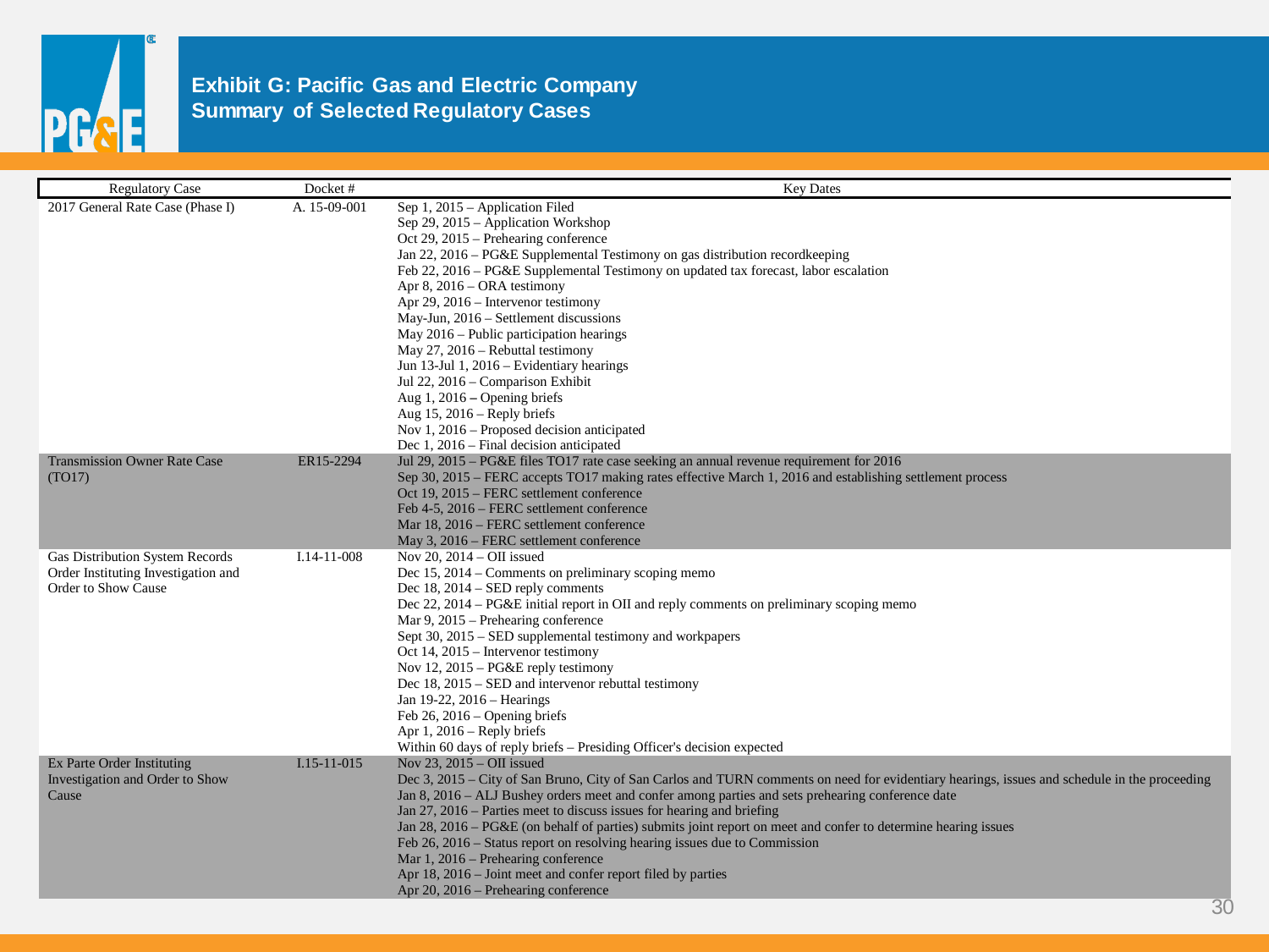# Exhibit G: Pacific Gas and Electric Company
## Summary of Selected Regulatory Cases

| Regulatory Case | Docket # | Key Dates |
|---|---|---|
| 2017 General Rate Case (Phase I) | A. 15-09-001 | Sep 1, 2015 – Application Filed<br>Sep 29, 2015 – Application Workshop<br>Oct 29, 2015 – Prehearing conference<br>Jan 22, 2016 – PG&E Supplemental Testimony on gas distribution recordkeeping<br>Feb 22, 2016 – PG&E Supplemental Testimony on updated tax forecast, labor escalation<br>Apr 8, 2016 – ORA testimony<br>Apr 29, 2016 – Intervenor testimony<br>May-Jun, 2016 – Settlement discussions<br>May 2016 – Public participation hearings<br>May 27, 2016 – Rebuttal testimony<br>Jun 13-Jul 1, 2016 – Evidentiary hearings<br>Jul 22, 2016 – Comparison Exhibit<br>Aug 1, 2016 – Opening briefs<br>Aug 15, 2016 – Reply briefs<br>Nov 1, 2016 – Proposed decision anticipated<br>Dec 1, 2016 – Final decision anticipated |
| Transmission Owner Rate Case (TO17) | ER15-2294 | Jul 29, 2015 – PG&E files TO17 rate case seeking an annual revenue requirement for 2016<br>Sep 30, 2015 – FERC accepts TO17 making rates effective March 1, 2016 and establishing settlement process<br>Oct 19, 2015 – FERC settlement conference<br>Feb 4-5, 2016 – FERC settlement conference<br>Mar 18, 2016 – FERC settlement conference<br>May 3, 2016 – FERC settlement conference |
| Gas Distribution System Records Order Instituting Investigation and Order to Show Cause | I.14-11-008 | Nov 20, 2014 – OII issued<br>Dec 15, 2014 – Comments on preliminary scoping memo<br>Dec 18, 2014 – SED reply comments<br>Dec 22, 2014 – PG&E initial report in OII and reply comments on preliminary scoping memo<br>Mar 9, 2015 – Prehearing conference<br>Sept 30, 2015 – SED supplemental testimony and workpapers<br>Oct 14, 2015 – Intervenor testimony<br>Nov 12, 2015 – PG&E reply testimony<br>Dec 18, 2015 – SED and intervenor rebuttal testimony<br>Jan 19-22, 2016 – Hearings<br>Feb 26, 2016 – Opening briefs<br>Apr 1, 2016 – Reply briefs<br>Within 60 days of reply briefs – Presiding Officer's decision expected |
| Ex Parte Order Instituting Investigation and Order to Show Cause | I.15-11-015 | Nov 23, 2015 – OII issued<br>Dec 3, 2015 – City of San Bruno, City of San Carlos and TURN comments on need for evidentiary hearings, issues and schedule in the proceeding<br>Jan 8, 2016 – ALJ Bushey orders meet and confer among parties and sets prehearing conference date<br>Jan 27, 2016 – Parties meet to discuss issues for hearing and briefing<br>Jan 28, 2016 – PG&E (on behalf of parties) submits joint report on meet and confer to determine hearing issues<br>Feb 26, 2016 – Status report on resolving hearing issues due to Commission<br>Mar 1, 2016 – Prehearing conference<br>Apr 18, 2016 – Joint meet and confer report filed by parties<br>Apr 20, 2016 – Prehearing conference |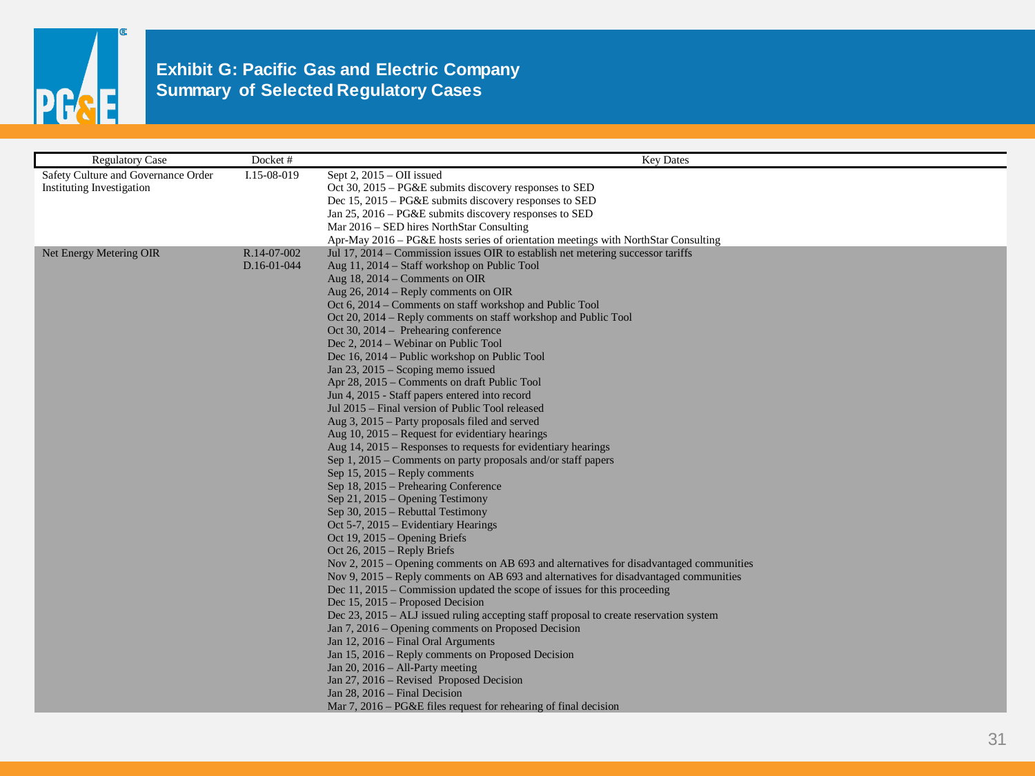# Exhibit G: Pacific Gas and Electric Company
## Summary of Selected Regulatory Cases

| Regulatory Case | Docket # | Key Dates |
|---|---|---|
| Safety Culture and Governance Order Instituting Investigation | I.15-08-019 | Sept 2, 2015 – OII issued<br>Oct 30, 2015 – PG&E submits discovery responses to SED<br>Dec 15, 2015 – PG&E submits discovery responses to SED<br>Jan 25, 2016 – PG&E submits discovery responses to SED<br>Mar 2016 – SED hires NorthStar Consulting<br>Apr-May 2016 – PG&E hosts series of orientation meetings with NorthStar Consulting |
| Net Energy Metering OIR | R.14-07-002<br>D.16-01-044 | Jul 17, 2014 – Commission issues OIR to establish net metering successor tariffs<br>Aug 11, 2014 – Staff workshop on Public Tool<br>Aug 18, 2014 – Comments on OIR<br>Aug 26, 2014 – Reply comments on OIR<br>Oct 6, 2014 – Comments on staff workshop and Public Tool<br>Oct 20, 2014 – Reply comments on staff workshop and Public Tool<br>Oct 30, 2014 – Prehearing conference<br>Dec 2, 2014 – Webinar on Public Tool<br>Dec 16, 2014 – Public workshop on Public Tool<br>Jan 23, 2015 – Scoping memo issued<br>Apr 28, 2015 – Comments on draft Public Tool<br>Jun 4, 2015 - Staff papers entered into record<br>Jul 2015 – Final version of Public Tool released<br>Aug 3, 2015 – Party proposals filed and served<br>Aug 10, 2015 – Request for evidentiary hearings<br>Aug 14, 2015 – Responses to requests for evidentiary hearings<br>Sep 1, 2015 – Comments on party proposals and/or staff papers<br>Sep 15, 2015 – Reply comments<br>Sep 18, 2015 – Prehearing Conference<br>Sep 21, 2015 – Opening Testimony<br>Sep 30, 2015 – Rebuttal Testimony<br>Oct 5-7, 2015 – Evidentiary Hearings<br>Oct 19, 2015 – Opening Briefs<br>Oct 26, 2015 – Reply Briefs<br>Nov 2, 2015 – Opening comments on AB 693 and alternatives for disadvantaged communities<br>Nov 9, 2015 – Reply comments on AB 693 and alternatives for disadvantaged communities<br>Dec 11, 2015 – Commission updated the scope of issues for this proceeding<br>Dec 15, 2015 – Proposed Decision<br>Dec 23, 2015 – ALJ issued ruling accepting staff proposal to create reservation system<br>Jan 7, 2016 – Opening comments on Proposed Decision<br>Jan 12, 2016 – Final Oral Arguments<br>Jan 15, 2016 – Reply comments on Proposed Decision<br>Jan 20, 2016 – All-Party meeting<br>Jan 27, 2016 – Revised Proposed Decision<br>Jan 28, 2016 – Final Decision<br>Mar 7, 2016 – PG&E files request for rehearing of final decision |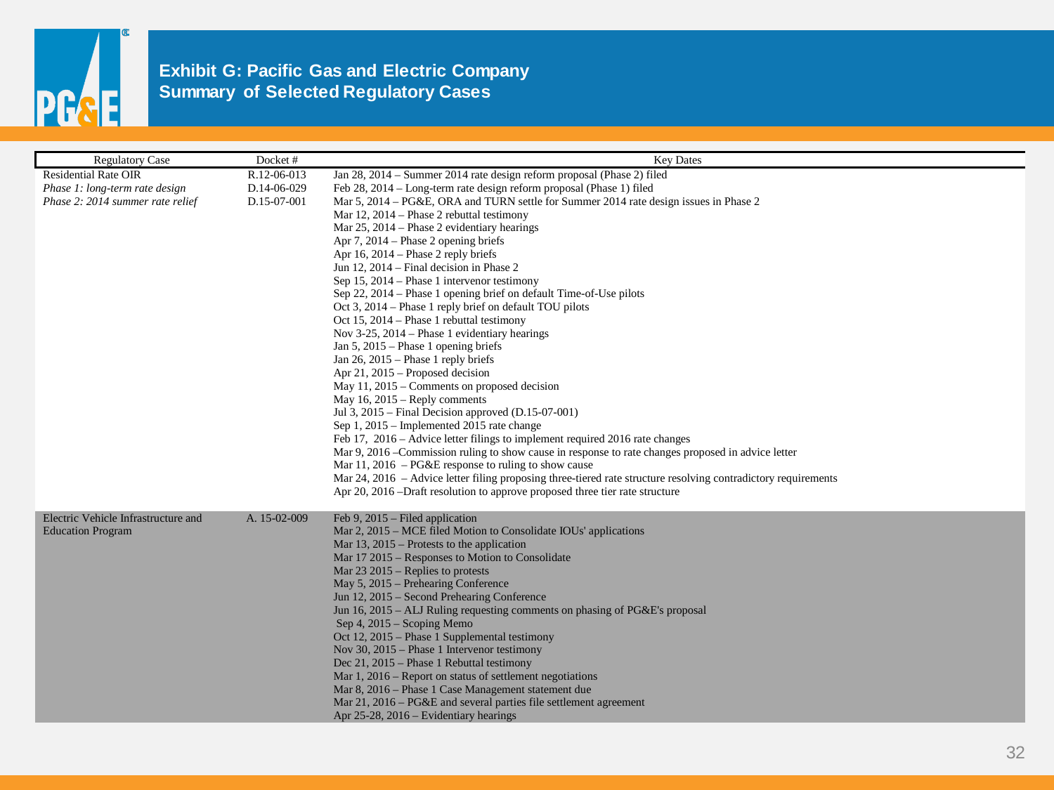# Exhibit G: Pacific Gas and Electric Company
## Summary of Selected Regulatory Cases

| Regulatory Case | Docket # | Key Dates |
| --- | --- | --- |
| Residential Rate OIR<br>*Phase 1: long-term rate design*<br>*Phase 2: 2014 summer rate relief* | R.12-06-013<br>D.14-06-029<br>D.15-07-001 | Jan 28, 2014 – Summer 2014 rate design reform proposal (Phase 2) filed<br>Feb 28, 2014 – Long-term rate design reform proposal (Phase 1) filed<br>Mar 5, 2014 – PG&E, ORA and TURN settle for Summer 2014 rate design issues in Phase 2<br>Mar 12, 2014 – Phase 2 rebuttal testimony<br>Mar 25, 2014 – Phase 2 evidentiary hearings<br>Apr 7, 2014 – Phase 2 opening briefs<br>Apr 16, 2014 – Phase 2 reply briefs<br>Jun 12, 2014 – Final decision in Phase 2<br>Sep 15, 2014 – Phase 1 intervenor testimony<br>Sep 22, 2014 – Phase 1 opening brief on default Time-of-Use pilots<br>Oct 3, 2014 – Phase 1 reply brief on default TOU pilots<br>Oct 15, 2014 – Phase 1 rebuttal testimony<br>Nov 3-25, 2014 – Phase 1 evidentiary hearings<br>Jan 5, 2015 – Phase 1 opening briefs<br>Jan 26, 2015 – Phase 1 reply briefs<br>Apr 21, 2015 – Proposed decision<br>May 11, 2015 – Comments on proposed decision<br>May 16, 2015 – Reply comments<br>Jul 3, 2015 – Final Decision approved (D.15-07-001)<br>Sep 1, 2015 – Implemented 2015 rate change<br>Feb 17, 2016 – Advice letter filings to implement required 2016 rate changes<br>Mar 9, 2016 –Commission ruling to show cause in response to rate changes proposed in advice letter<br>Mar 11, 2016 – PG&E response to ruling to show cause<br>Mar 24, 2016 – Advice letter filing proposing three-tiered rate structure resolving contradictory requirements<br>Apr 20, 2016 –Draft resolution to approve proposed three tier rate structure |
| Electric Vehicle Infrastructure and Education Program | A. 15-02-009 | Feb 9, 2015 – Filed application<br>Mar 2, 2015 – MCE filed Motion to Consolidate IOUs' applications<br>Mar 13, 2015 – Protests to the application<br>Mar 17 2015 – Responses to Motion to Consolidate<br>Mar 23 2015 – Replies to protests<br>May 5, 2015 – Prehearing Conference<br>Jun 12, 2015 – Second Prehearing Conference<br>Jun 16, 2015 – ALJ Ruling requesting comments on phasing of PG&E's proposal<br>Sep 4, 2015 – Scoping Memo<br>Oct 12, 2015 – Phase 1 Supplemental testimony<br>Nov 30, 2015 – Phase 1 Intervenor testimony<br>Dec 21, 2015 – Phase 1 Rebuttal testimony<br>Mar 1, 2016 – Report on status of settlement negotiations<br>Mar 8, 2016 – Phase 1 Case Management statement due<br>Mar 21, 2016 – PG&E and several parties file settlement agreement<br>Apr 25-28, 2016 – Evidentiary hearings |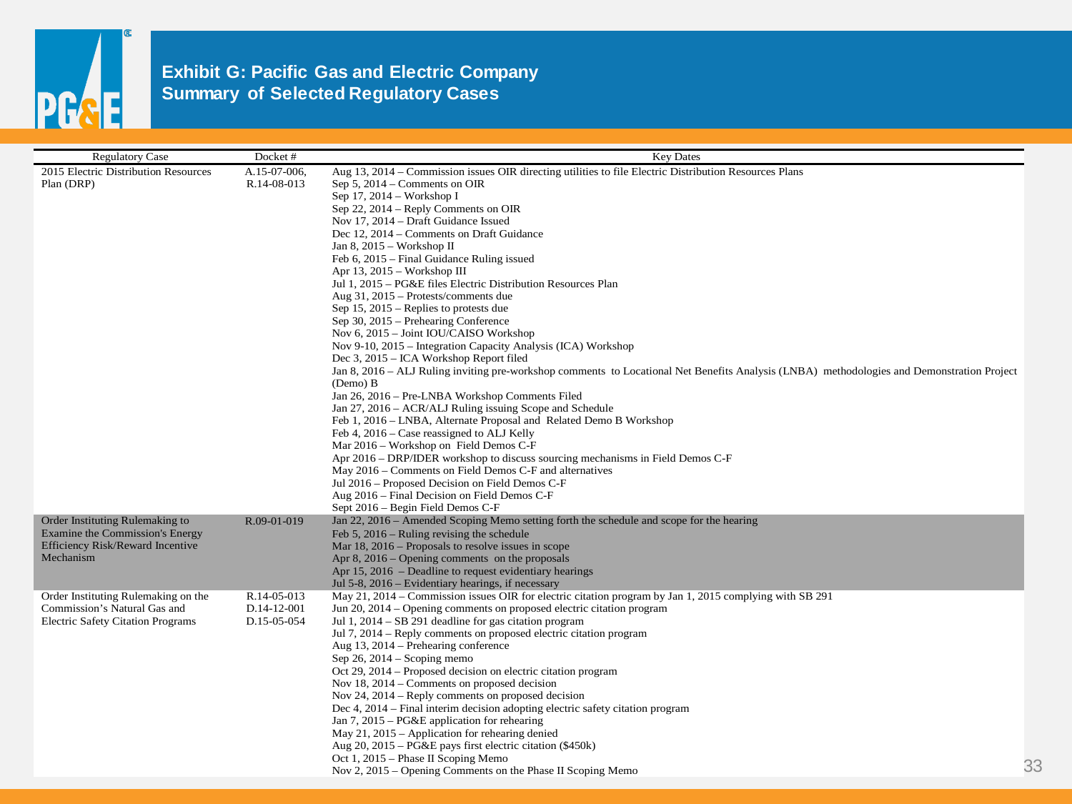# Exhibit G: Pacific Gas and Electric Company Summary of Selected Regulatory Cases

| Regulatory Case | Docket # | Key Dates |
|---|---|---|
| 2015 Electric Distribution Resources Plan (DRP) | A.15-07-006, R.14-08-013 | Aug 13, 2014 – Commission issues OIR directing utilities to file Electric Distribution Resources Plans<br>Sep 5, 2014 – Comments on OIR<br>Sep 17, 2014 – Workshop I<br>Sep 22, 2014 – Reply Comments on OIR<br>Nov 17, 2014 – Draft Guidance Issued<br>Dec 12, 2014 – Comments on Draft Guidance<br>Jan 8, 2015 – Workshop II<br>Feb 6, 2015 – Final Guidance Ruling issued<br>Apr 13, 2015 – Workshop III<br>Jul 1, 2015 – PG&E files Electric Distribution Resources Plan<br>Aug 31, 2015 – Protests/comments due<br>Sep 15, 2015 – Replies to protests due<br>Sep 30, 2015 – Prehearing Conference<br>Nov 6, 2015 – Joint IOU/CAISO Workshop<br>Nov 9-10, 2015 – Integration Capacity Analysis (ICA) Workshop<br>Dec 3, 2015 – ICA Workshop Report filed<br>Jan 8, 2016 – ALJ Ruling inviting pre-workshop comments to Locational Net Benefits Analysis (LNBA) methodologies and Demonstration Project (Demo) B<br>Jan 26, 2016 – Pre-LNBA Workshop Comments Filed<br>Jan 27, 2016 – ACR/ALJ Ruling issuing Scope and Schedule<br>Feb 1, 2016 – LNBA, Alternate Proposal and Related Demo B Workshop<br>Feb 4, 2016 – Case reassigned to ALJ Kelly<br>Mar 2016 – Workshop on Field Demos C-F<br>Apr 2016 – DRP/IDER workshop to discuss sourcing mechanisms in Field Demos C-F<br>May 2016 – Comments on Field Demos C-F and alternatives<br>Jul 2016 – Proposed Decision on Field Demos C-F<br>Aug 2016 – Final Decision on Field Demos C-F<br>Sept 2016 – Begin Field Demos C-F |
| Order Instituting Rulemaking to Examine the Commission's Energy Efficiency Risk/Reward Incentive Mechanism | R.09-01-019 | Jan 22, 2016 – Amended Scoping Memo setting forth the schedule and scope for the hearing<br>Feb 5, 2016 – Ruling revising the schedule<br>Mar 18, 2016 – Proposals to resolve issues in scope<br>Apr 8, 2016 – Opening comments on the proposals<br>Apr 15, 2016 – Deadline to request evidentiary hearings<br>Jul 5-8, 2016 – Evidentiary hearings, if necessary |
| Order Instituting Rulemaking on the Commission's Natural Gas and Electric Safety Citation Programs | R.14-05-013<br>D.14-12-001<br>D.15-05-054 | May 21, 2014 – Commission issues OIR for electric citation program by Jan 1, 2015 complying with SB 291<br>Jun 20, 2014 – Opening comments on proposed electric citation program<br>Jul 1, 2014 – SB 291 deadline for gas citation program<br>Jul 7, 2014 – Reply comments on proposed electric citation program<br>Aug 13, 2014 – Prehearing conference<br>Sep 26, 2014 – Scoping memo<br>Oct 29, 2014 – Proposed decision on electric citation program<br>Nov 18, 2014 – Comments on proposed decision<br>Nov 24, 2014 – Reply comments on proposed decision<br>Dec 4, 2014 – Final interim decision adopting electric safety citation program<br>Jan 7, 2015 – PG&E application for rehearing<br>May 21, 2015 – Application for rehearing denied<br>Aug 20, 2015 – PG&E pays first electric citation ($450k)<br>Oct 1, 2015 – Phase II Scoping Memo<br>Nov 2, 2015 – Opening Comments on the Phase II Scoping Memo |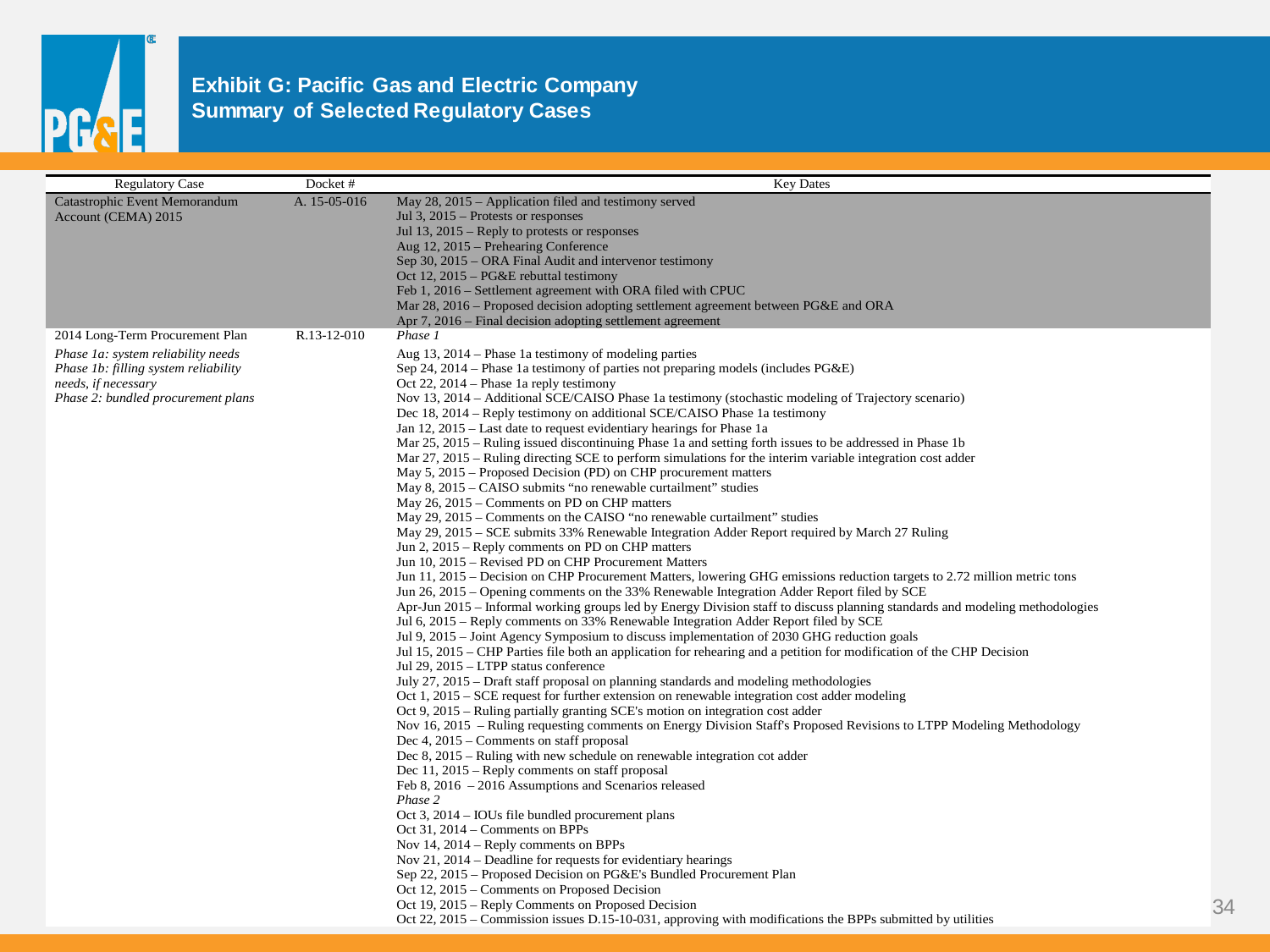# Exhibit G: Pacific Gas and Electric Company Summary of Selected Regulatory Cases

| Regulatory Case | Docket # | Key Dates |
|---|---|---|
| Catastrophic Event Memorandum Account (CEMA) 2015 | A. 15-05-016 | May 28, 2015 – Application filed and testimony served<br>Jul 3, 2015 – Protests or responses<br>Jul 13, 2015 – Reply to protests or responses<br>Aug 12, 2015 – Prehearing Conference<br>Sep 30, 2015 – ORA Final Audit and intervenor testimony<br>Oct 12, 2015 – PG&E rebuttal testimony<br>Feb 1, 2016 – Settlement agreement with ORA filed with CPUC<br>Mar 28, 2016 – Proposed decision adopting settlement agreement between PG&E and ORA<br>Apr 7, 2016 – Final decision adopting settlement agreement |
| 2014 Long-Term Procurement Plan<br>*Phase 1a: system reliability needs*<br>*Phase 1b: filling system reliability needs, if necessary*<br>*Phase 2: bundled procurement plans* | R.13-12-010 | *Phase 1*<br>Aug 13, 2014 – Phase 1a testimony of modeling parties<br>Sep 24, 2014 – Phase 1a testimony of parties not preparing models (includes PG&E)<br>Oct 22, 2014 – Phase 1a reply testimony<br>Nov 13, 2014 – Additional SCE/CAISO Phase 1a testimony (stochastic modeling of Trajectory scenario)<br>Dec 18, 2014 – Reply testimony on additional SCE/CAISO Phase 1a testimony<br>Jan 12, 2015 – Last date to request evidentiary hearings for Phase 1a<br>Mar 25, 2015 – Ruling issued discontinuing Phase 1a and setting forth issues to be addressed in Phase 1b<br>Mar 27, 2015 – Ruling directing SCE to perform simulations for the interim variable integration cost adder<br>May 5, 2015 – Proposed Decision (PD) on CHP procurement matters<br>May 8, 2015 – CAISO submits "no renewable curtailment" studies<br>May 26, 2015 – Comments on PD on CHP matters<br>May 29, 2015 – Comments on the CAISO "no renewable curtailment" studies<br>May 29, 2015 – SCE submits 33% Renewable Integration Adder Report required by March 27 Ruling<br>Jun 2, 2015 – Reply comments on PD on CHP matters<br>Jun 10, 2015 – Revised PD on CHP Procurement Matters<br>Jun 11, 2015 – Decision on CHP Procurement Matters, lowering GHG emissions reduction targets to 2.72 million metric tons<br>Jun 26, 2015 – Opening comments on the 33% Renewable Integration Adder Report filed by SCE<br>Apr-Jun 2015 – Informal working groups led by Energy Division staff to discuss planning standards and modeling methodologies<br>Jul 6, 2015 – Reply comments on 33% Renewable Integration Adder Report filed by SCE<br>Jul 9, 2015 – Joint Agency Symposium to discuss implementation of 2030 GHG reduction goals<br>Jul 15, 2015 – CHP Parties file both an application for rehearing and a petition for modification of the CHP Decision<br>Jul 29, 2015 – LTPP status conference<br>July 27, 2015 – Draft staff proposal on planning standards and modeling methodologies<br>Oct 1, 2015 – SCE request for further extension on renewable integration cost adder modeling<br>Oct 9, 2015 – Ruling partially granting SCE's motion on integration cost adder<br>Nov 16, 2015 – Ruling requesting comments on Energy Division Staff's Proposed Revisions to LTPP Modeling Methodology<br>Dec 4, 2015 – Comments on staff proposal<br>Dec 8, 2015 – Ruling with new schedule on renewable integration cot adder<br>Dec 11, 2015 – Reply comments on staff proposal<br>Feb 8, 2016 – 2016 Assumptions and Scenarios released<br>*Phase 2*<br>Oct 3, 2014 – IOUs file bundled procurement plans<br>Oct 31, 2014 – Comments on BPPs<br>Nov 14, 2014 – Reply comments on BPPs<br>Nov 21, 2014 – Deadline for requests for evidentiary hearings<br>Sep 22, 2015 – Proposed Decision on PG&E's Bundled Procurement Plan<br>Oct 12, 2015 – Comments on Proposed Decision<br>Oct 19, 2015 – Reply Comments on Proposed Decision<br>Oct 22, 2015 – Commission issues D.15-10-031, approving with modifications the BPPs submitted by utilities |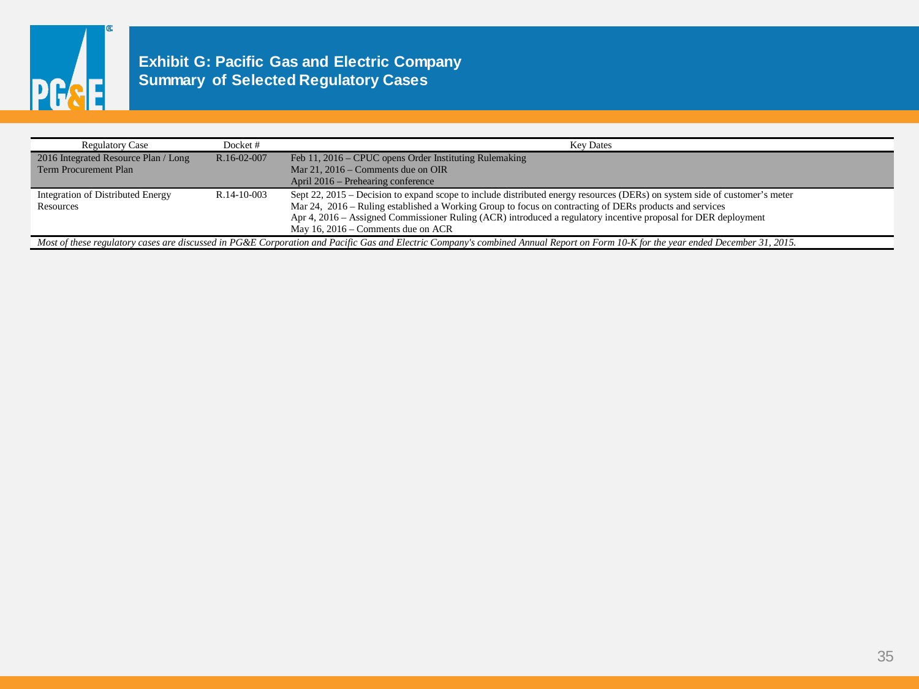# Exhibit G: Pacific Gas and Electric Company
## Summary of Selected Regulatory Cases

| Regulatory Case | Docket # | Key Dates |
|---|---|---|
| 2016 Integrated Resource Plan / Long Term Procurement Plan | R.16-02-007 | Feb 11, 2016 – CPUC opens Order Instituting Rulemaking<br>Mar 21, 2016 – Comments due on OIR<br>April 2016 – Prehearing conference |
| Integration of Distributed Energy Resources | R.14-10-003 | Sept 22, 2015 – Decision to expand scope to include distributed energy resources (DERs) on system side of customer's meter<br>Mar 24, 2016 – Ruling established a Working Group to focus on contracting of DERs products and services<br>Apr 4, 2016 – Assigned Commissioner Ruling (ACR) introduced a regulatory incentive proposal for DER deployment<br>May 16, 2016 – Comments due on ACR |

*Most of these regulatory cases are discussed in PG&E Corporation and Pacific Gas and Electric Company's combined Annual Report on Form 10-K for the year ended December 31, 2015.*